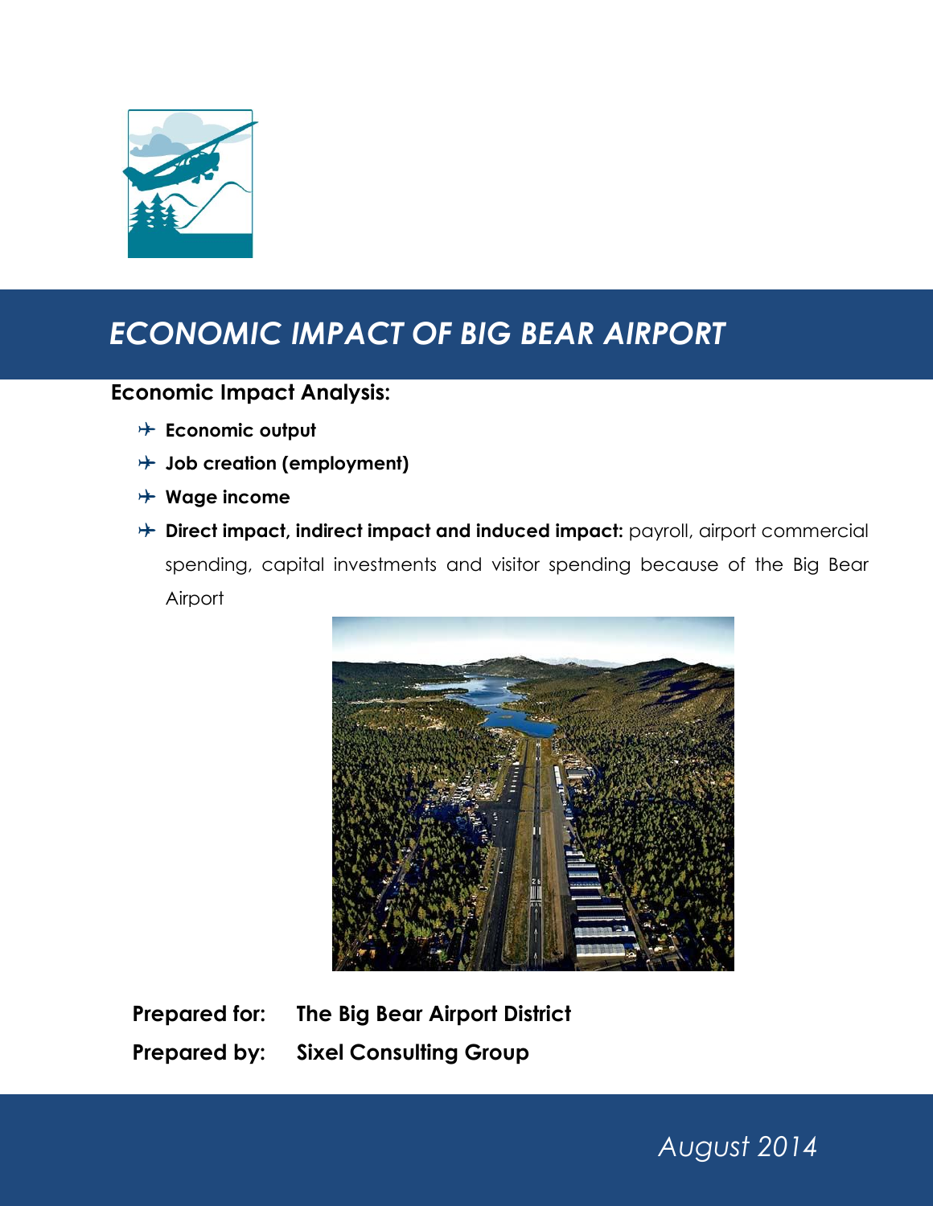# *ECONOMIC IMPACT OF BIG BEAR AIRPORT*

**Economic Impact Analysis:**

- **Economic output**
- **Job creation (employment)**
- **Wage income**
- **Direct impact, indirect impact and induced impact:** payroll, airport commercial spending, capital investments and visitor spending because of the Big Bear Airport

**Prepared for:** **The Big Bear Airport District**

**Prepared by:** **Sixel Consulting Group**

*August 2014*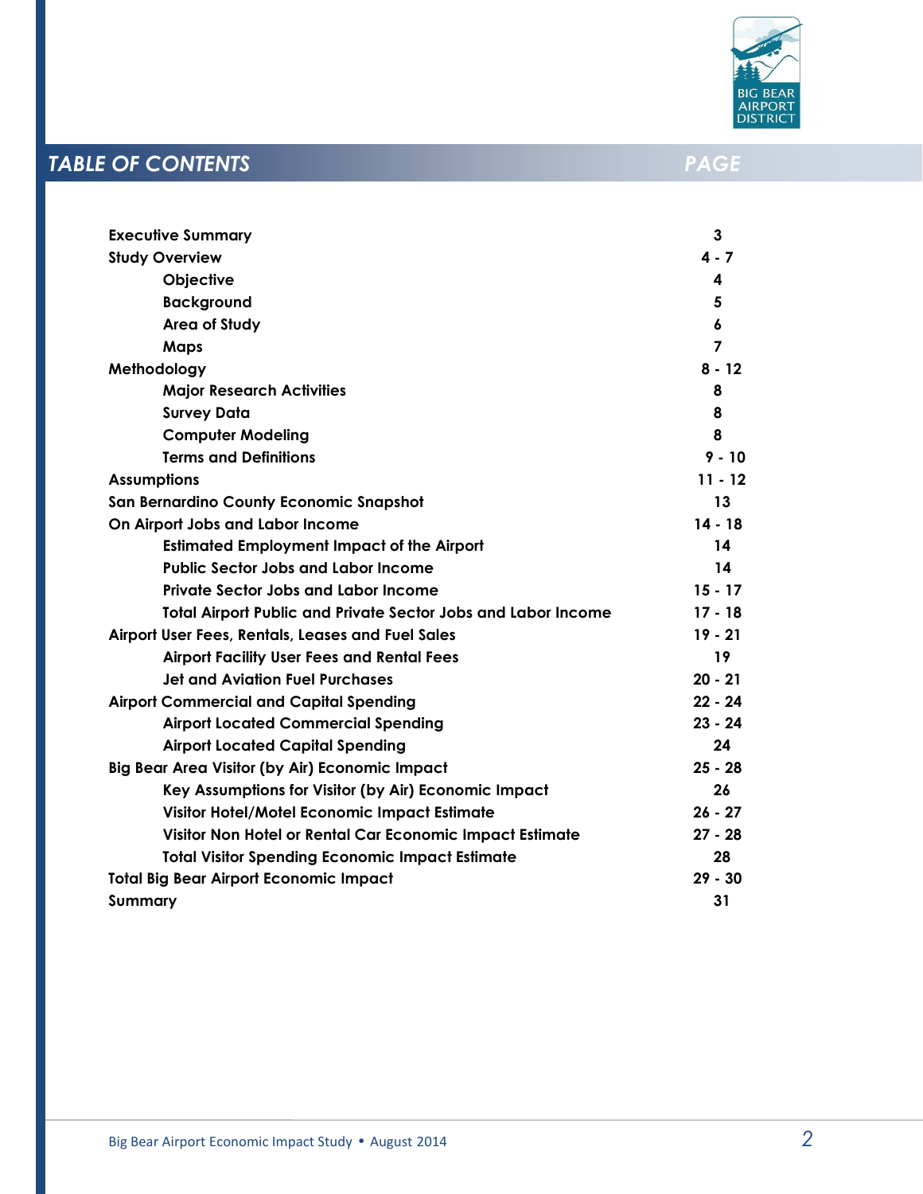## TABLE OF CONTENTS

| | PAGE |
|---|---|
| **Executive Summary** | **3** |
| **Study Overview** | **4 - 7** |
| &nbsp;&nbsp;&nbsp;&nbsp;Objective | 4 |
| &nbsp;&nbsp;&nbsp;&nbsp;Background | 5 |
| &nbsp;&nbsp;&nbsp;&nbsp;Area of Study | 6 |
| &nbsp;&nbsp;&nbsp;&nbsp;Maps | 7 |
| **Methodology** | **8 - 12** |
| &nbsp;&nbsp;&nbsp;&nbsp;Major Research Activities | 8 |
| &nbsp;&nbsp;&nbsp;&nbsp;Survey Data | 8 |
| &nbsp;&nbsp;&nbsp;&nbsp;Computer Modeling | 8 |
| &nbsp;&nbsp;&nbsp;&nbsp;Terms and Definitions | 9 - 10 |
| **Assumptions** | **11 - 12** |
| **San Bernardino County Economic Snapshot** | **13** |
| **On Airport Jobs and Labor Income** | **14 - 18** |
| &nbsp;&nbsp;&nbsp;&nbsp;Estimated Employment Impact of the Airport | 14 |
| &nbsp;&nbsp;&nbsp;&nbsp;Public Sector Jobs and Labor Income | 14 |
| &nbsp;&nbsp;&nbsp;&nbsp;Private Sector Jobs and Labor Income | 15 - 17 |
| &nbsp;&nbsp;&nbsp;&nbsp;Total Airport Public and Private Sector Jobs and Labor Income | 17 - 18 |
| **Airport User Fees, Rentals, Leases and Fuel Sales** | **19 - 21** |
| &nbsp;&nbsp;&nbsp;&nbsp;Airport Facility User Fees and Rental Fees | 19 |
| &nbsp;&nbsp;&nbsp;&nbsp;Jet and Aviation Fuel Purchases | 20 - 21 |
| **Airport Commercial and Capital Spending** | **22 - 24** |
| &nbsp;&nbsp;&nbsp;&nbsp;Airport Located Commercial Spending | 23 - 24 |
| &nbsp;&nbsp;&nbsp;&nbsp;Airport Located Capital Spending | 24 |
| **Big Bear Area Visitor (by Air) Economic Impact** | **25 - 28** |
| &nbsp;&nbsp;&nbsp;&nbsp;Key Assumptions for Visitor (by Air) Economic Impact | 26 |
| &nbsp;&nbsp;&nbsp;&nbsp;Visitor Hotel/Motel Economic Impact Estimate | 26 - 27 |
| &nbsp;&nbsp;&nbsp;&nbsp;Visitor Non Hotel or Rental Car Economic Impact Estimate | 27 - 28 |
| &nbsp;&nbsp;&nbsp;&nbsp;Total Visitor Spending Economic Impact Estimate | 28 |
| **Total Big Bear Airport Economic Impact** | **29 - 30** |
| **Summary** | **31** |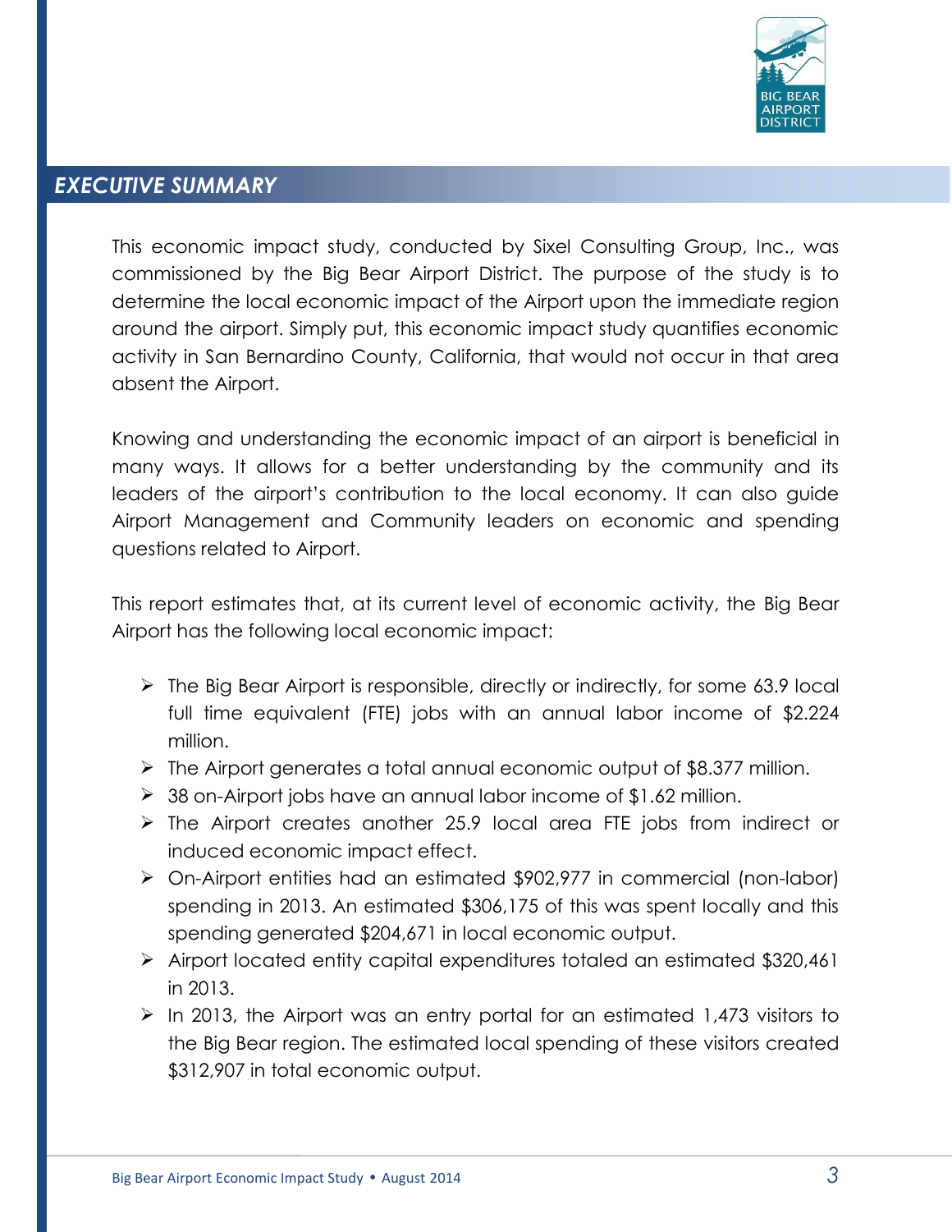## *EXECUTIVE SUMMARY*

This economic impact study, conducted by Sixel Consulting Group, Inc., was commissioned by the Big Bear Airport District. The purpose of the study is to determine the local economic impact of the Airport upon the immediate region around the airport. Simply put, this economic impact study quantifies economic activity in San Bernardino County, California, that would not occur in that area absent the Airport.

Knowing and understanding the economic impact of an airport is beneficial in many ways. It allows for a better understanding by the community and its leaders of the airport's contribution to the local economy. It can also guide Airport Management and Community leaders on economic and spending questions related to Airport.

This report estimates that, at its current level of economic activity, the Big Bear Airport has the following local economic impact:

- The Big Bear Airport is responsible, directly or indirectly, for some 63.9 local full time equivalent (FTE) jobs with an annual labor income of $2.224 million.
- The Airport generates a total annual economic output of $8.377 million.
- 38 on-Airport jobs have an annual labor income of $1.62 million.
- The Airport creates another 25.9 local area FTE jobs from indirect or induced economic impact effect.
- On-Airport entities had an estimated $902,977 in commercial (non-labor) spending in 2013. An estimated $306,175 of this was spent locally and this spending generated $204,671 in local economic output.
- Airport located entity capital expenditures totaled an estimated $320,461 in 2013.
- In 2013, the Airport was an entry portal for an estimated 1,473 visitors to the Big Bear region. The estimated local spending of these visitors created $312,907 in total economic output.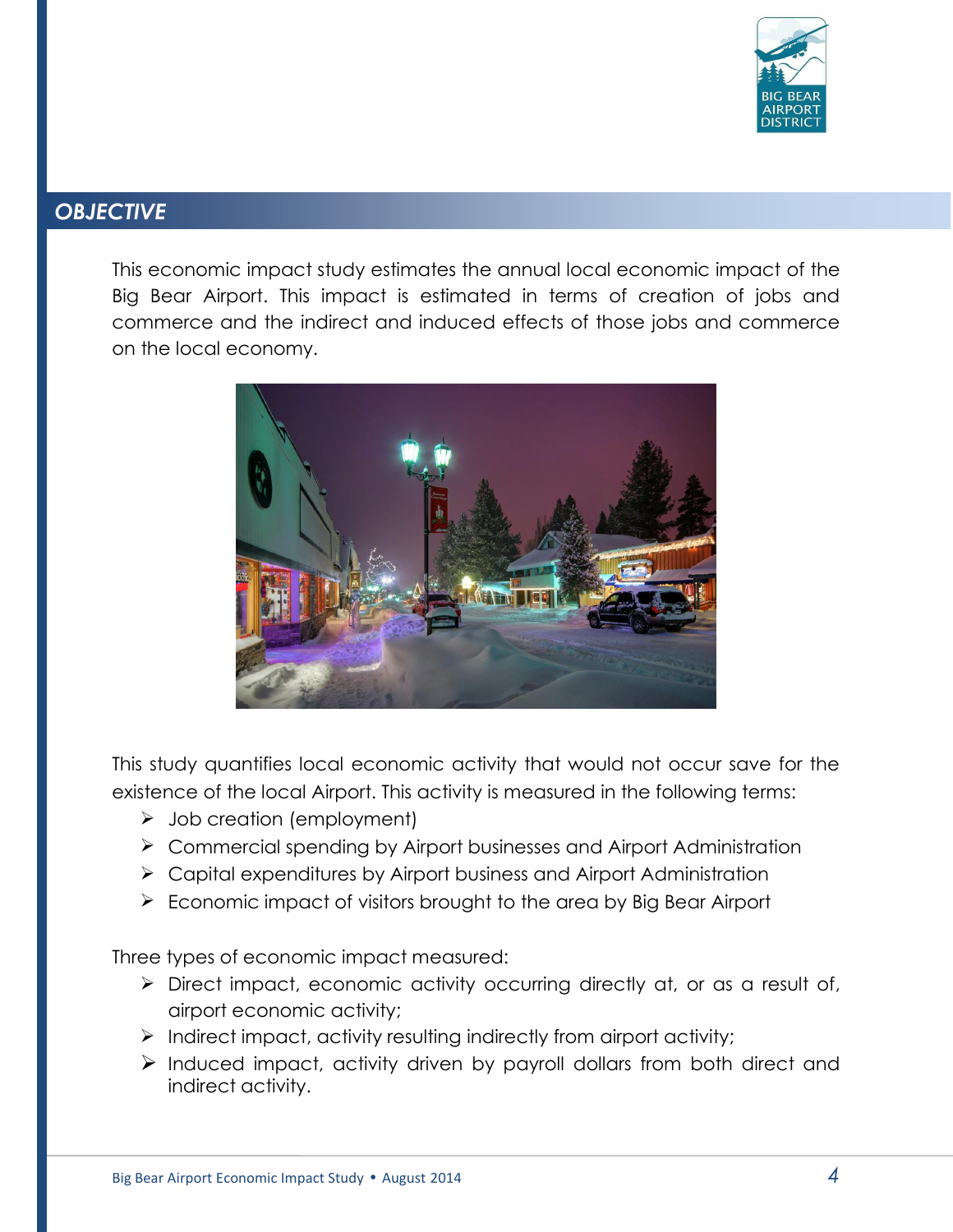## *OBJECTIVE*

This economic impact study estimates the annual local economic impact of the Big Bear Airport. This impact is estimated in terms of creation of jobs and commerce and the indirect and induced effects of those jobs and commerce on the local economy.

This study quantifies local economic activity that would not occur save for the existence of the local Airport. This activity is measured in the following terms:

- Job creation (employment)
- Commercial spending by Airport businesses and Airport Administration
- Capital expenditures by Airport business and Airport Administration
- Economic impact of visitors brought to the area by Big Bear Airport

Three types of economic impact measured:

- Direct impact, economic activity occurring directly at, or as a result of, airport economic activity;
- Indirect impact, activity resulting indirectly from airport activity;
- Induced impact, activity driven by payroll dollars from both direct and indirect activity.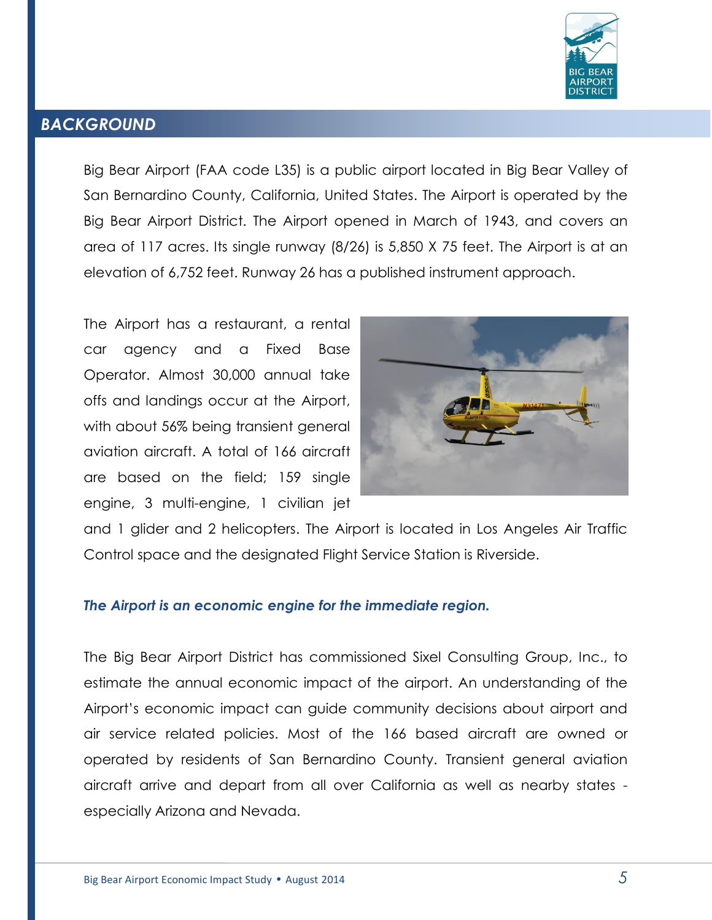## BACKGROUND

Big Bear Airport (FAA code L35) is a public airport located in Big Bear Valley of San Bernardino County, California, United States. The Airport is operated by the Big Bear Airport District. The Airport opened in March of 1943, and covers an area of 117 acres. Its single runway (8/26) is 5,850 X 75 feet. The Airport is at an elevation of 6,752 feet. Runway 26 has a published instrument approach.

The Airport has a restaurant, a rental car agency and a Fixed Base Operator. Almost 30,000 annual take offs and landings occur at the Airport, with about 56% being transient general aviation aircraft. A total of 166 aircraft are based on the field; 159 single engine, 3 multi-engine, 1 civilian jet and 1 glider and 2 helicopters. The Airport is located in Los Angeles Air Traffic Control space and the designated Flight Service Station is Riverside.

***The Airport is an economic engine for the immediate region.***

The Big Bear Airport District has commissioned Sixel Consulting Group, Inc., to estimate the annual economic impact of the airport. An understanding of the Airport's economic impact can guide community decisions about airport and air service related policies. Most of the 166 based aircraft are owned or operated by residents of San Bernardino County. Transient general aviation aircraft arrive and depart from all over California as well as nearby states - especially Arizona and Nevada.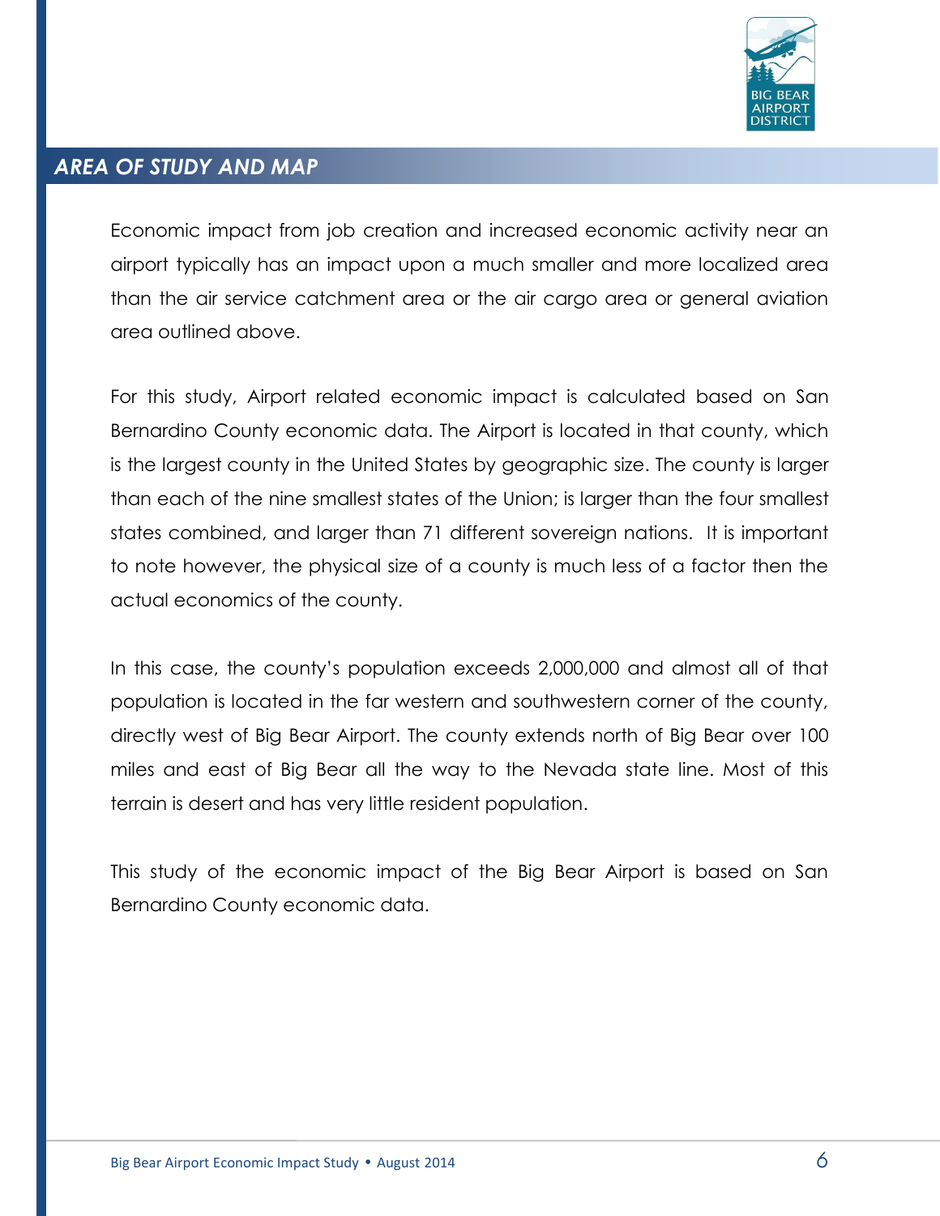## *AREA OF STUDY AND MAP*

Economic impact from job creation and increased economic activity near an airport typically has an impact upon a much smaller and more localized area than the air service catchment area or the air cargo area or general aviation area outlined above.

For this study, Airport related economic impact is calculated based on San Bernardino County economic data. The Airport is located in that county, which is the largest county in the United States by geographic size. The county is larger than each of the nine smallest states of the Union; is larger than the four smallest states combined, and larger than 71 different sovereign nations. It is important to note however, the physical size of a county is much less of a factor then the actual economics of the county.

In this case, the county's population exceeds 2,000,000 and almost all of that population is located in the far western and southwestern corner of the county, directly west of Big Bear Airport. The county extends north of Big Bear over 100 miles and east of Big Bear all the way to the Nevada state line. Most of this terrain is desert and has very little resident population.

This study of the economic impact of the Big Bear Airport is based on San Bernardino County economic data.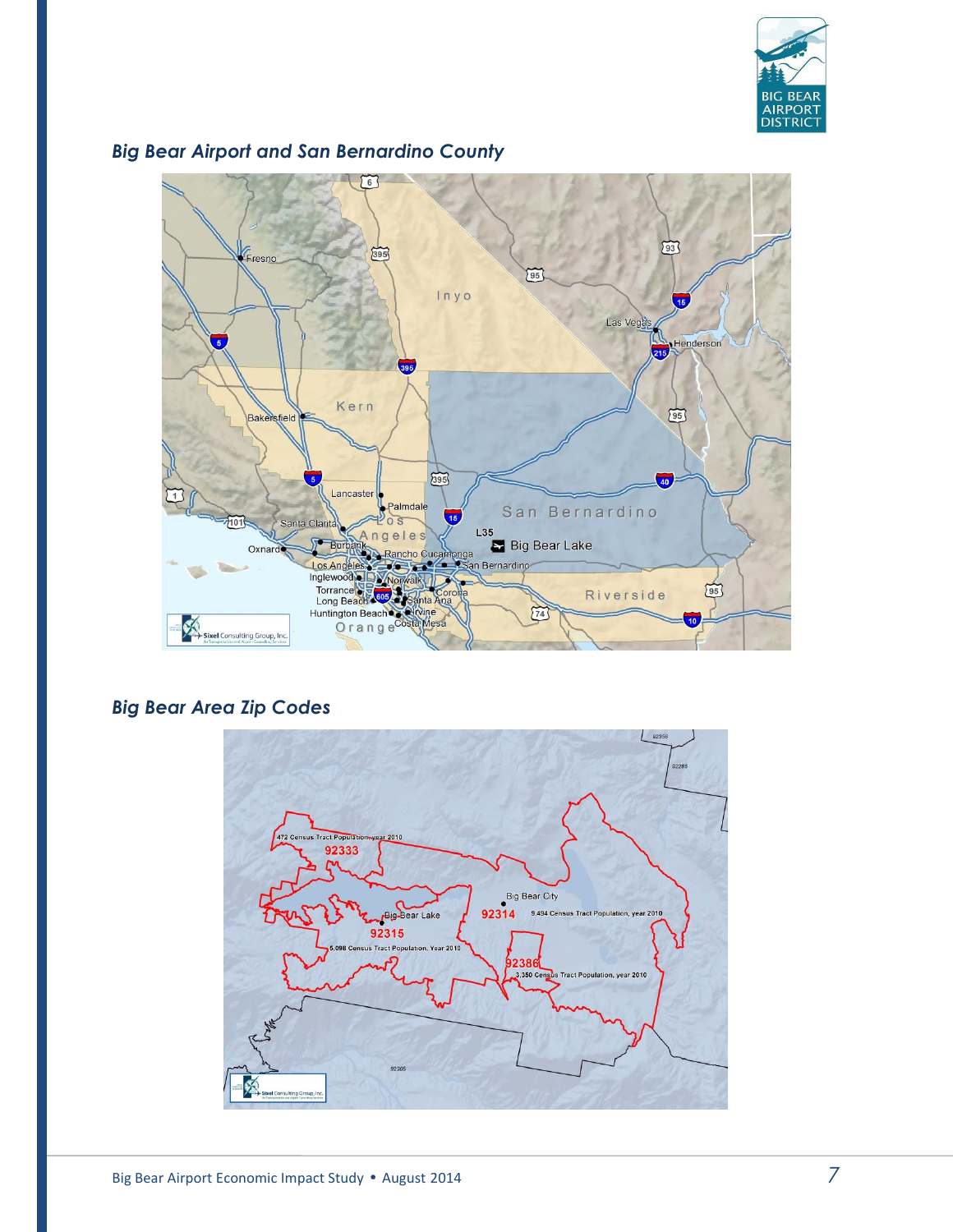## *Big Bear Airport and San Bernardino County*

## *Big Bear Area Zip Codes*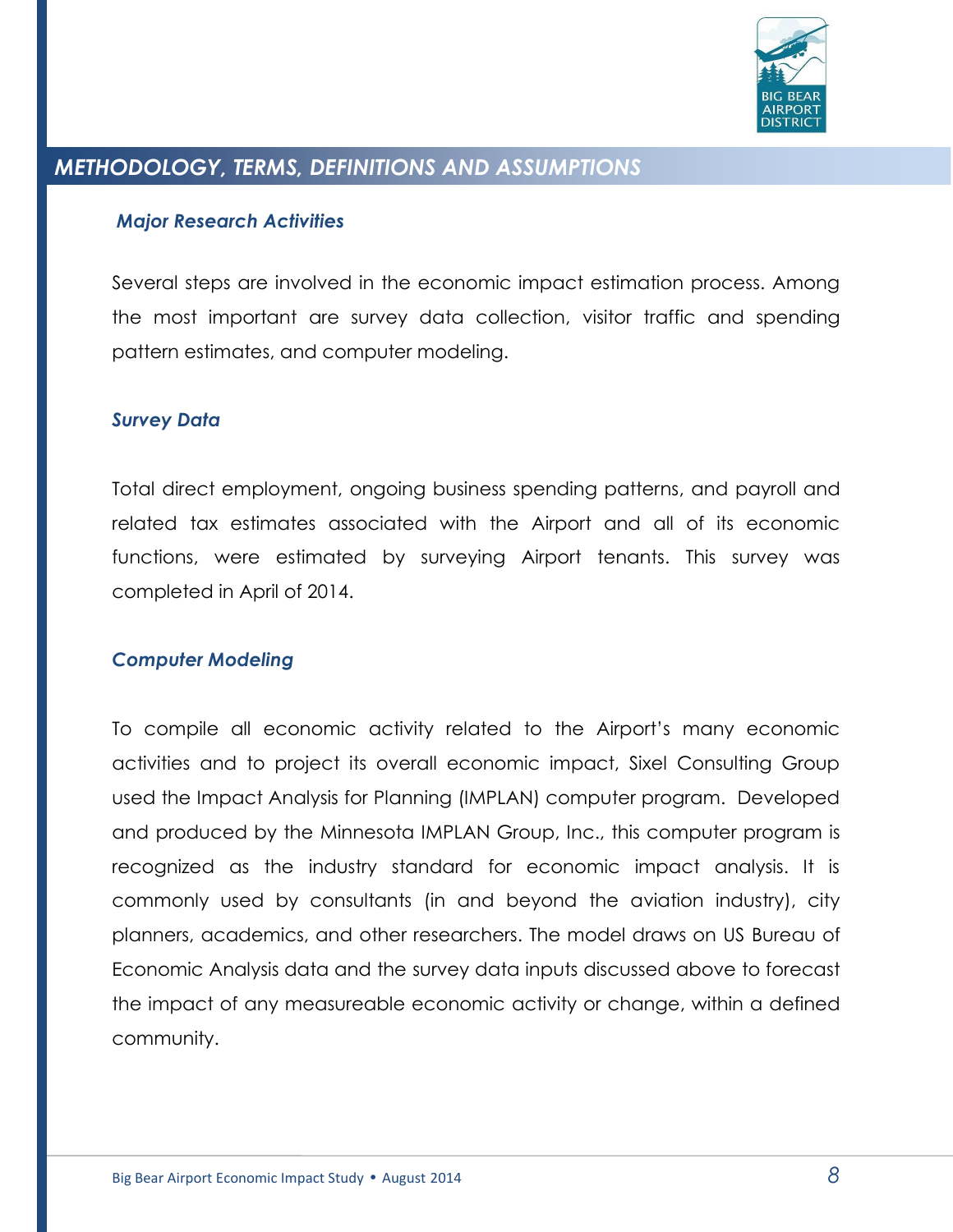## METHODOLOGY, TERMS, DEFINITIONS AND ASSUMPTIONS

### *Major Research Activities*

Several steps are involved in the economic impact estimation process. Among the most important are survey data collection, visitor traffic and spending pattern estimates, and computer modeling.

### *Survey Data*

Total direct employment, ongoing business spending patterns, and payroll and related tax estimates associated with the Airport and all of its economic functions, were estimated by surveying Airport tenants. This survey was completed in April of 2014.

### *Computer Modeling*

To compile all economic activity related to the Airport's many economic activities and to project its overall economic impact, Sixel Consulting Group used the Impact Analysis for Planning (IMPLAN) computer program. Developed and produced by the Minnesota IMPLAN Group, Inc., this computer program is recognized as the industry standard for economic impact analysis. It is commonly used by consultants (in and beyond the aviation industry), city planners, academics, and other researchers. The model draws on US Bureau of Economic Analysis data and the survey data inputs discussed above to forecast the impact of any measureable economic activity or change, within a defined community.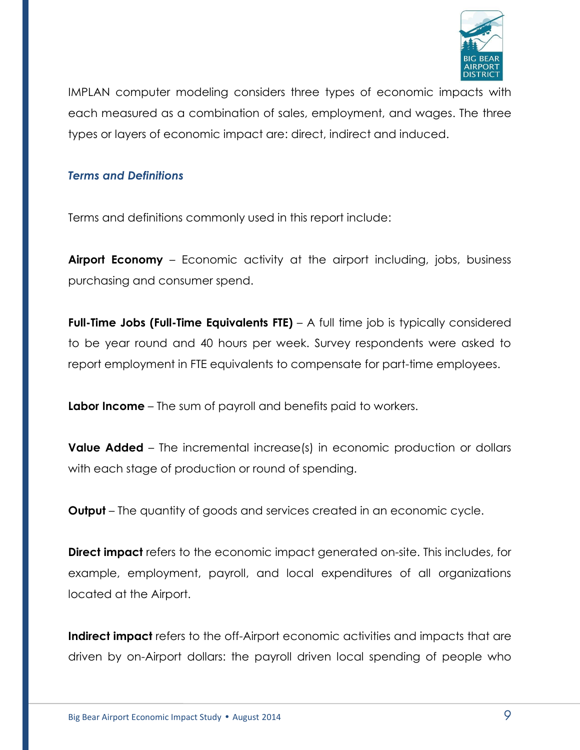IMPLAN computer modeling considers three types of economic impacts with each measured as a combination of sales, employment, and wages. The three types or layers of economic impact are: direct, indirect and induced.

### *Terms and Definitions*

Terms and definitions commonly used in this report include:

**Airport Economy** – Economic activity at the airport including, jobs, business purchasing and consumer spend.

**Full-Time Jobs (Full-Time Equivalents FTE)** – A full time job is typically considered to be year round and 40 hours per week. Survey respondents were asked to report employment in FTE equivalents to compensate for part-time employees.

**Labor Income** – The sum of payroll and benefits paid to workers.

**Value Added** – The incremental increase(s) in economic production or dollars with each stage of production or round of spending.

**Output** – The quantity of goods and services created in an economic cycle.

**Direct impact** refers to the economic impact generated on-site. This includes, for example, employment, payroll, and local expenditures of all organizations located at the Airport.

**Indirect impact** refers to the off-Airport economic activities and impacts that are driven by on-Airport dollars: the payroll driven local spending of people who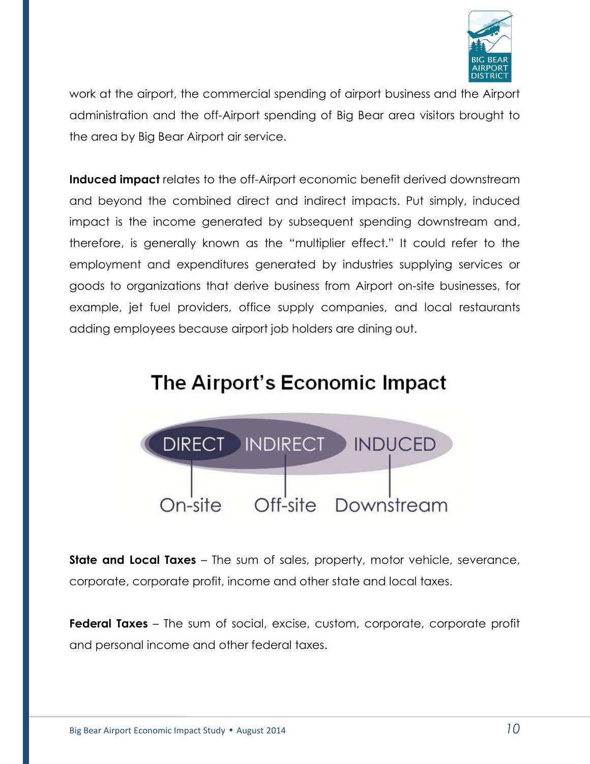work at the airport, the commercial spending of airport business and the Airport administration and the off-Airport spending of Big Bear area visitors brought to the area by Big Bear Airport air service.

**Induced impact** relates to the off-Airport economic benefit derived downstream and beyond the combined direct and indirect impacts. Put simply, induced impact is the income generated by subsequent spending downstream and, therefore, is generally known as the "multiplier effect." It could refer to the employment and expenditures generated by industries supplying services or goods to organizations that derive business from Airport on-site businesses, for example, jet fuel providers, office supply companies, and local restaurants adding employees because airport job holders are dining out.

## The Airport's Economic Impact

DIRECT — On-site

INDIRECT — Off-site

INDUCED — Downstream

**State and Local Taxes** – The sum of sales, property, motor vehicle, severance, corporate, corporate profit, income and other state and local taxes.

**Federal Taxes** – The sum of social, excise, custom, corporate, corporate profit and personal income and other federal taxes.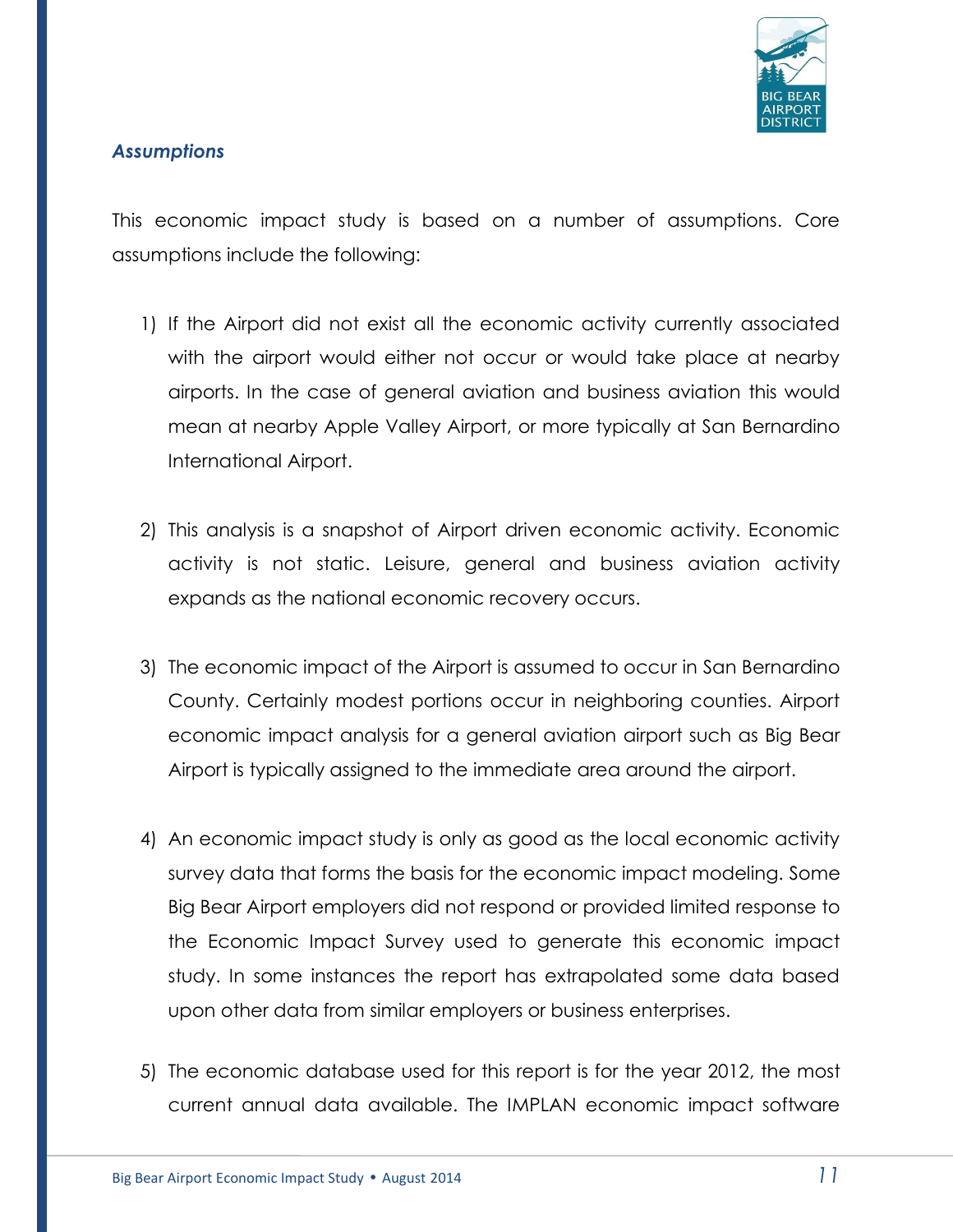### *Assumptions*

This economic impact study is based on a number of assumptions. Core assumptions include the following:

1) If the Airport did not exist all the economic activity currently associated with the airport would either not occur or would take place at nearby airports. In the case of general aviation and business aviation this would mean at nearby Apple Valley Airport, or more typically at San Bernardino International Airport.

2) This analysis is a snapshot of Airport driven economic activity. Economic activity is not static. Leisure, general and business aviation activity expands as the national economic recovery occurs.

3) The economic impact of the Airport is assumed to occur in San Bernardino County. Certainly modest portions occur in neighboring counties. Airport economic impact analysis for a general aviation airport such as Big Bear Airport is typically assigned to the immediate area around the airport.

4) An economic impact study is only as good as the local economic activity survey data that forms the basis for the economic impact modeling. Some Big Bear Airport employers did not respond or provided limited response to the Economic Impact Survey used to generate this economic impact study. In some instances the report has extrapolated some data based upon other data from similar employers or business enterprises.

5) The economic database used for this report is for the year 2012, the most current annual data available. The IMPLAN economic impact software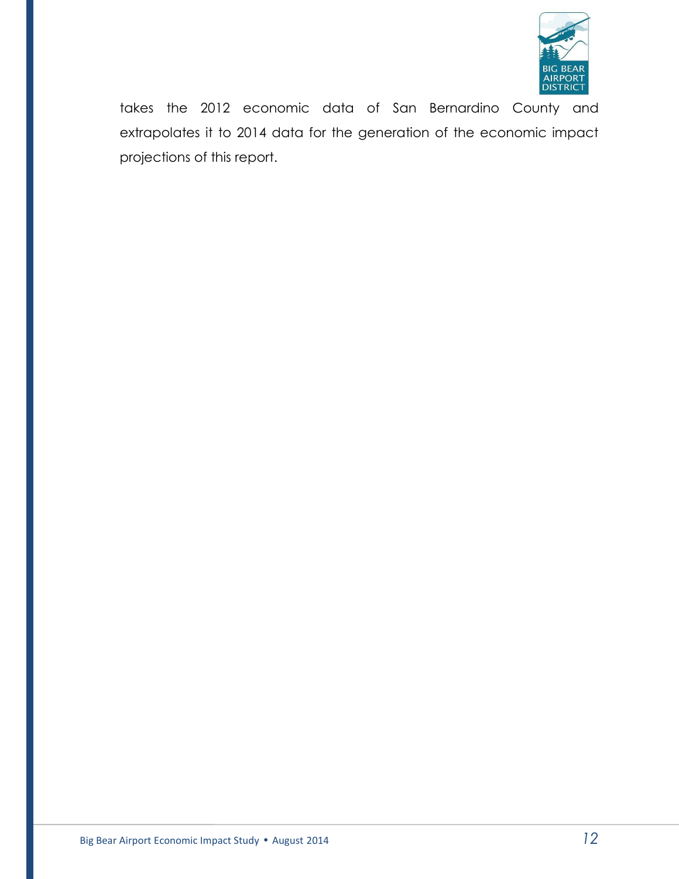takes the 2012 economic data of San Bernardino County and extrapolates it to 2014 data for the generation of the economic impact projections of this report.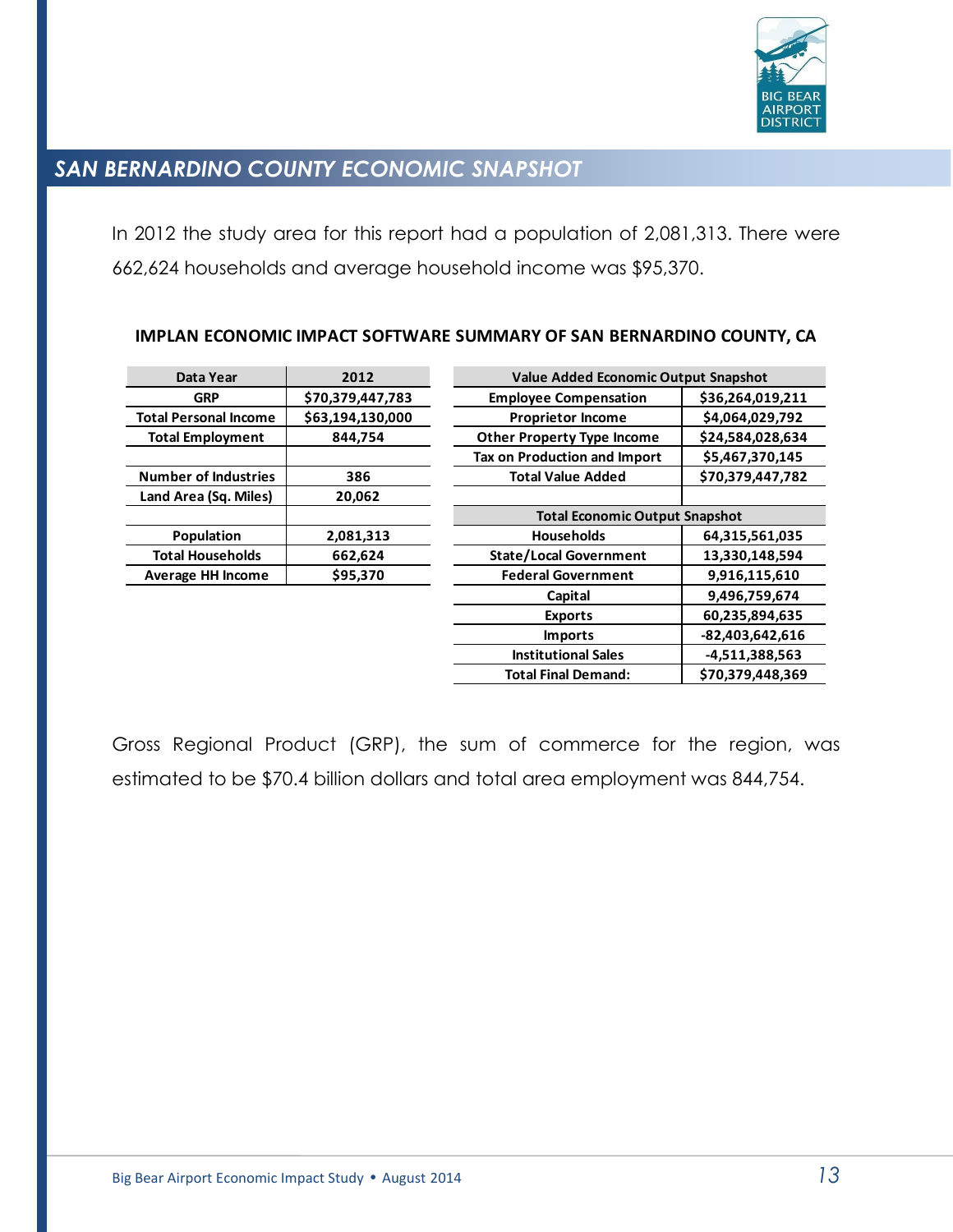## SAN BERNARDINO COUNTY ECONOMIC SNAPSHOT

In 2012 the study area for this report had a population of 2,081,313. There were 662,624 households and average household income was $95,370.

### IMPLAN ECONOMIC IMPACT SOFTWARE SUMMARY OF SAN BERNARDINO COUNTY, CA

| Data Year | 2012 |
|---|---|
| GRP | $70,379,447,783 |
| Total Personal Income | $63,194,130,000 |
| Total Employment | 844,754 |
| | |
| Number of Industries | 386 |
| Land Area (Sq. Miles) | 20,062 |
| | |
| Population | 2,081,313 |
| Total Households | 662,624 |
| Average HH Income | $95,370 |

| Value Added Economic Output Snapshot | |
|---|---|
| Employee Compensation | $36,264,019,211 |
| Proprietor Income | $4,064,029,792 |
| Other Property Type Income | $24,584,028,634 |
| Tax on Production and Import | $5,467,370,145 |
| Total Value Added | $70,379,447,782 |
| | |
| **Total Economic Output Snapshot** | |
| Households | 64,315,561,035 |
| State/Local Government | 13,330,148,594 |
| Federal Government | 9,916,115,610 |
| Capital | 9,496,759,674 |
| Exports | 60,235,894,635 |
| Imports | -82,403,642,616 |
| Institutional Sales | -4,511,388,563 |
| Total Final Demand: | $70,379,448,369 |

Gross Regional Product (GRP), the sum of commerce for the region, was estimated to be $70.4 billion dollars and total area employment was 844,754.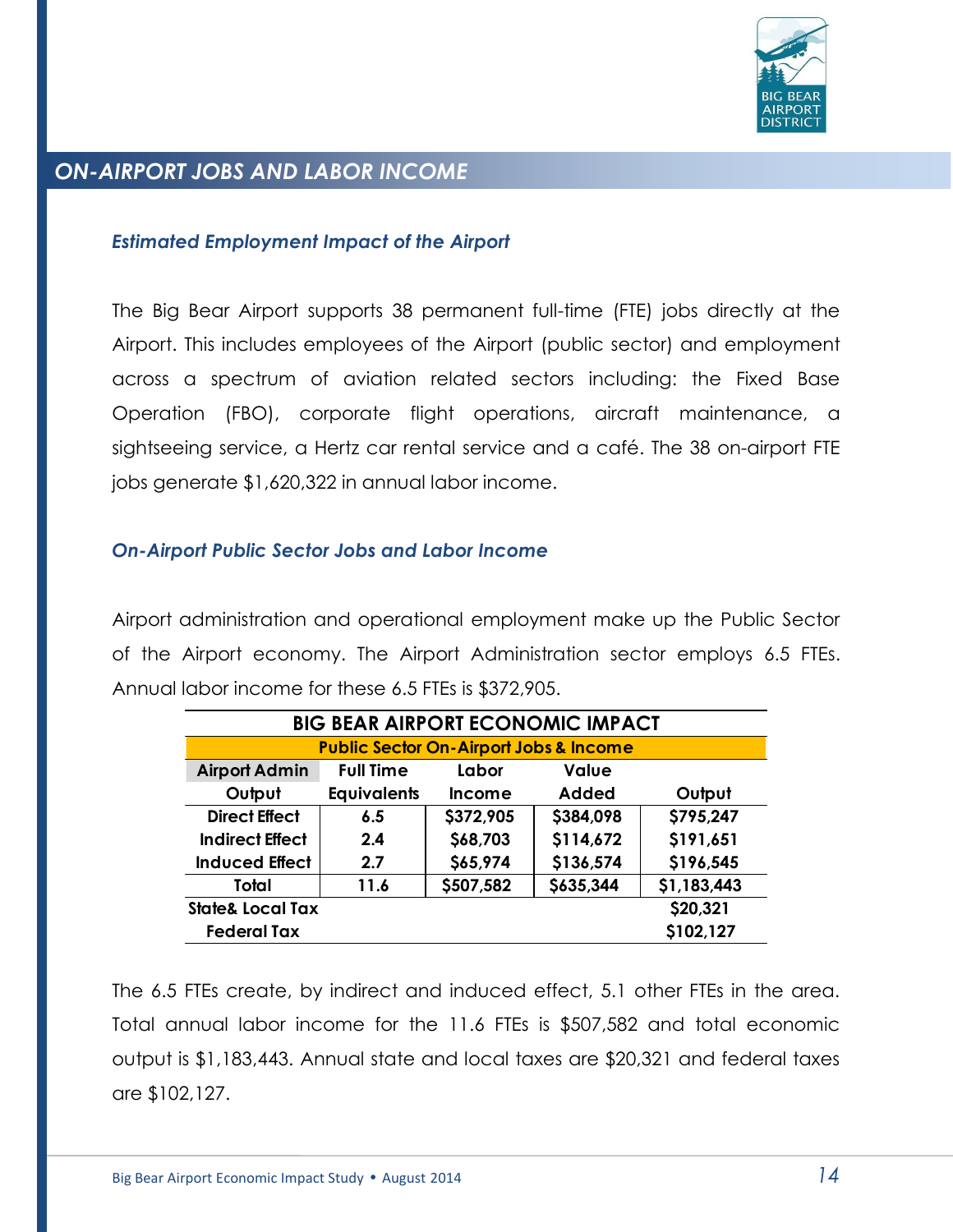## ON-AIRPORT JOBS AND LABOR INCOME

### *Estimated Employment Impact of the Airport*

The Big Bear Airport supports 38 permanent full-time (FTE) jobs directly at the Airport. This includes employees of the Airport (public sector) and employment across a spectrum of aviation related sectors including: the Fixed Base Operation (FBO), corporate flight operations, aircraft maintenance, a sightseeing service, a Hertz car rental service and a café. The 38 on-airport FTE jobs generate $1,620,322 in annual labor income.

### *On-Airport Public Sector Jobs and Labor Income*

Airport administration and operational employment make up the Public Sector of the Airport economy. The Airport Administration sector employs 6.5 FTEs. Annual labor income for these 6.5 FTEs is $372,905.

| BIG BEAR AIRPORT ECONOMIC IMPACT | | | | |
|---|---|---|---|---|
| Public Sector On-Airport Jobs & Income | | | | |
| Airport Admin Output | Full Time Equivalents | Labor Income | Value Added | Output |
| Direct Effect | 6.5 | $372,905 | $384,098 | $795,247 |
| Indirect Effect | 2.4 | $68,703 | $114,672 | $191,651 |
| Induced Effect | 2.7 | $65,974 | $136,574 | $196,545 |
| Total | 11.6 | $507,582 | $635,344 | $1,183,443 |
| State& Local Tax | | | | $20,321 |
| Federal Tax | | | | $102,127 |

The 6.5 FTEs create, by indirect and induced effect, 5.1 other FTEs in the area. Total annual labor income for the 11.6 FTEs is $507,582 and total economic output is $1,183,443. Annual state and local taxes are $20,321 and federal taxes are $102,127.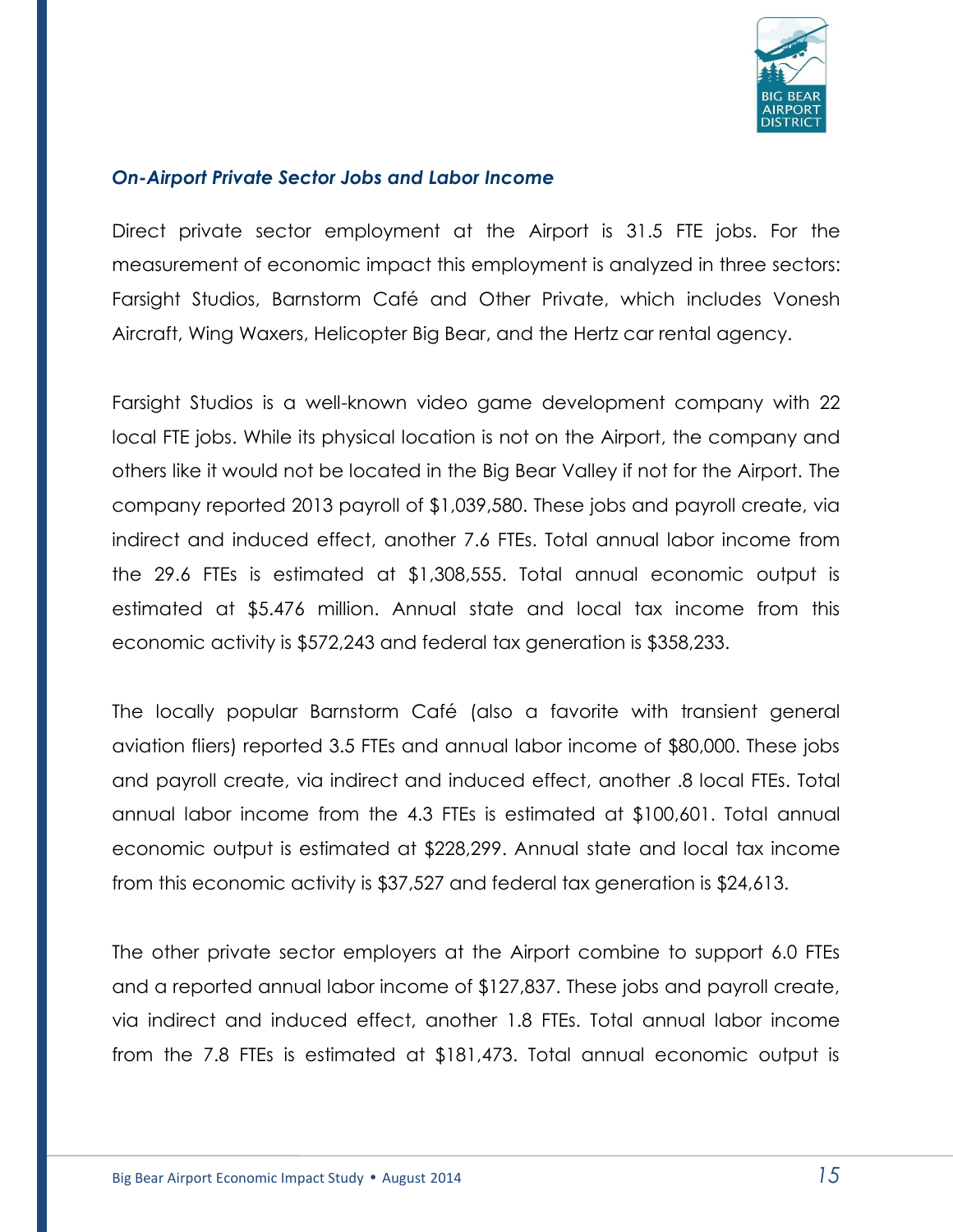### *On-Airport Private Sector Jobs and Labor Income*

Direct private sector employment at the Airport is 31.5 FTE jobs. For the measurement of economic impact this employment is analyzed in three sectors: Farsight Studios, Barnstorm Café and Other Private, which includes Vonesh Aircraft, Wing Waxers, Helicopter Big Bear, and the Hertz car rental agency.

Farsight Studios is a well-known video game development company with 22 local FTE jobs. While its physical location is not on the Airport, the company and others like it would not be located in the Big Bear Valley if not for the Airport. The company reported 2013 payroll of $1,039,580. These jobs and payroll create, via indirect and induced effect, another 7.6 FTEs. Total annual labor income from the 29.6 FTEs is estimated at $1,308,555. Total annual economic output is estimated at $5.476 million. Annual state and local tax income from this economic activity is $572,243 and federal tax generation is $358,233.

The locally popular Barnstorm Café (also a favorite with transient general aviation fliers) reported 3.5 FTEs and annual labor income of $80,000. These jobs and payroll create, via indirect and induced effect, another .8 local FTEs. Total annual labor income from the 4.3 FTEs is estimated at $100,601. Total annual economic output is estimated at $228,299. Annual state and local tax income from this economic activity is $37,527 and federal tax generation is $24,613.

The other private sector employers at the Airport combine to support 6.0 FTEs and a reported annual labor income of $127,837. These jobs and payroll create, via indirect and induced effect, another 1.8 FTEs. Total annual labor income from the 7.8 FTEs is estimated at $181,473. Total annual economic output is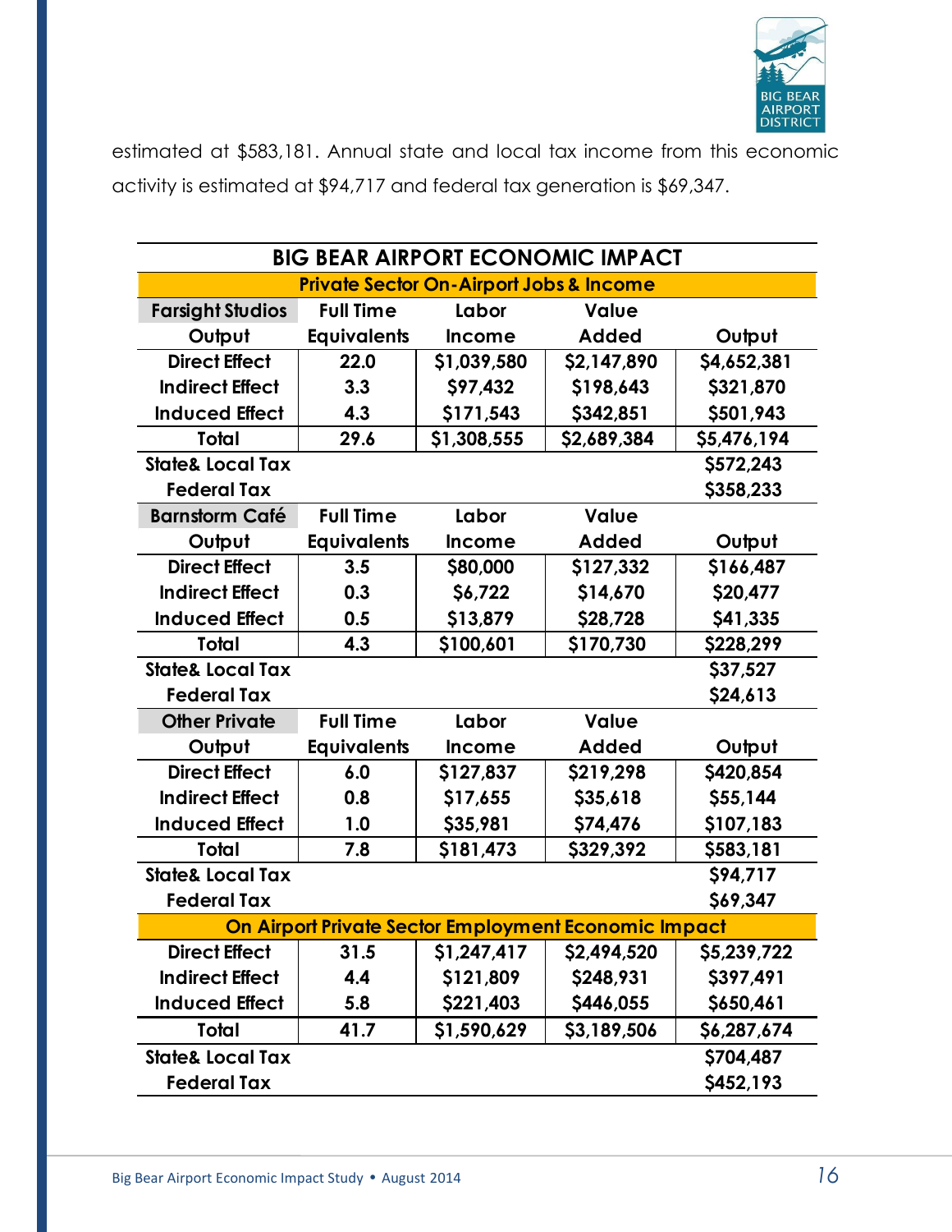estimated at $583,181. Annual state and local tax income from this economic activity is estimated at $94,717 and federal tax generation is $69,347.

| BIG BEAR AIRPORT ECONOMIC IMPACT | | | | |
|---|---|---|---|---|
| **Private Sector On-Airport Jobs & Income** | | | | |
| **Farsight Studios Output** | **Full Time Equivalents** | **Labor Income** | **Value Added** | **Output** |
| Direct Effect | 22.0 | $1,039,580 | $2,147,890 | $4,652,381 |
| Indirect Effect | 3.3 | $97,432 | $198,643 | $321,870 |
| Induced Effect | 4.3 | $171,543 | $342,851 | $501,943 |
| Total | 29.6 | $1,308,555 | $2,689,384 | $5,476,194 |
| State& Local Tax | | | | $572,243 |
| Federal Tax | | | | $358,233 |
| **Barnstorm Café Output** | **Full Time Equivalents** | **Labor Income** | **Value Added** | **Output** |
| Direct Effect | 3.5 | $80,000 | $127,332 | $166,487 |
| Indirect Effect | 0.3 | $6,722 | $14,670 | $20,477 |
| Induced Effect | 0.5 | $13,879 | $28,728 | $41,335 |
| Total | 4.3 | $100,601 | $170,730 | $228,299 |
| State& Local Tax | | | | $37,527 |
| Federal Tax | | | | $24,613 |
| **Other Private Output** | **Full Time Equivalents** | **Labor Income** | **Value Added** | **Output** |
| Direct Effect | 6.0 | $127,837 | $219,298 | $420,854 |
| Indirect Effect | 0.8 | $17,655 | $35,618 | $55,144 |
| Induced Effect | 1.0 | $35,981 | $74,476 | $107,183 |
| Total | 7.8 | $181,473 | $329,392 | $583,181 |
| State& Local Tax | | | | $94,717 |
| Federal Tax | | | | $69,347 |
| **On Airport Private Sector Employment Economic Impact** | | | | |
| Direct Effect | 31.5 | $1,247,417 | $2,494,520 | $5,239,722 |
| Indirect Effect | 4.4 | $121,809 | $248,931 | $397,491 |
| Induced Effect | 5.8 | $221,403 | $446,055 | $650,461 |
| Total | 41.7 | $1,590,629 | $3,189,506 | $6,287,674 |
| State& Local Tax | | | | $704,487 |
| Federal Tax | | | | $452,193 |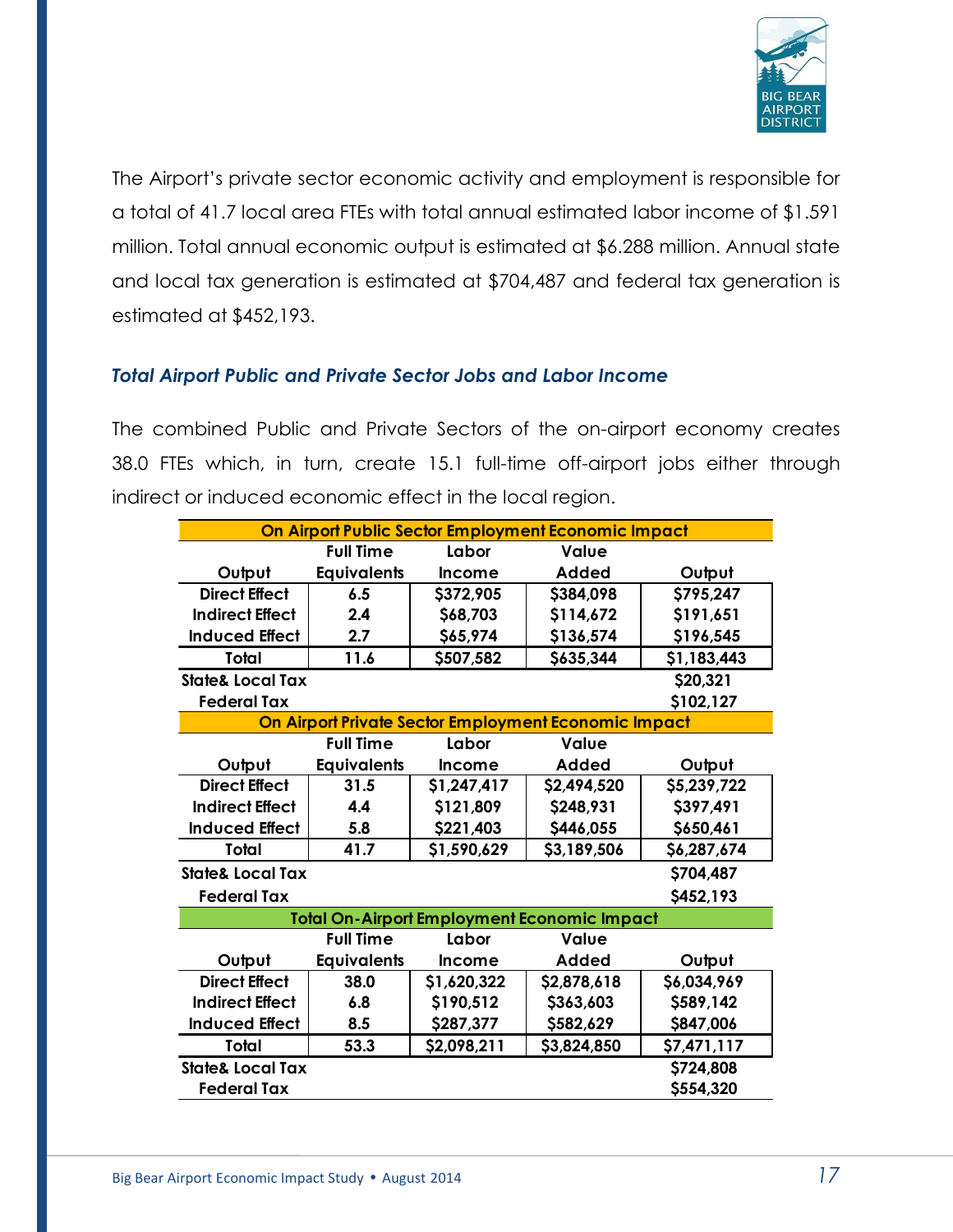The Airport's private sector economic activity and employment is responsible for a total of 41.7 local area FTEs with total annual estimated labor income of $1.591 million. Total annual economic output is estimated at $6.288 million. Annual state and local tax generation is estimated at $704,487 and federal tax generation is estimated at $452,193.

### *Total Airport Public and Private Sector Jobs and Labor Income*

The combined Public and Private Sectors of the on-airport economy creates 38.0 FTEs which, in turn, create 15.1 full-time off-airport jobs either through indirect or induced economic effect in the local region.

| On Airport Public Sector Employment Economic Impact | | | | |
|---|---|---|---|---|
| Output | Full Time Equivalents | Labor Income | Value Added | Output |
| Direct Effect | 6.5 | $372,905 | $384,098 | $795,247 |
| Indirect Effect | 2.4 | $68,703 | $114,672 | $191,651 |
| Induced Effect | 2.7 | $65,974 | $136,574 | $196,545 |
| Total | 11.6 | $507,582 | $635,344 | $1,183,443 |
| State& Local Tax | | | | $20,321 |
| Federal Tax | | | | $102,127 |
| **On Airport Private Sector Employment Economic Impact** | | | | |
| Output | Full Time Equivalents | Labor Income | Value Added | Output |
| Direct Effect | 31.5 | $1,247,417 | $2,494,520 | $5,239,722 |
| Indirect Effect | 4.4 | $121,809 | $248,931 | $397,491 |
| Induced Effect | 5.8 | $221,403 | $446,055 | $650,461 |
| Total | 41.7 | $1,590,629 | $3,189,506 | $6,287,674 |
| State& Local Tax | | | | $704,487 |
| Federal Tax | | | | $452,193 |
| **Total On-Airport Employment Economic Impact** | | | | |
| Output | Full Time Equivalents | Labor Income | Value Added | Output |
| Direct Effect | 38.0 | $1,620,322 | $2,878,618 | $6,034,969 |
| Indirect Effect | 6.8 | $190,512 | $363,603 | $589,142 |
| Induced Effect | 8.5 | $287,377 | $582,629 | $847,006 |
| Total | 53.3 | $2,098,211 | $3,824,850 | $7,471,117 |
| State& Local Tax | | | | $724,808 |
| Federal Tax | | | | $554,320 |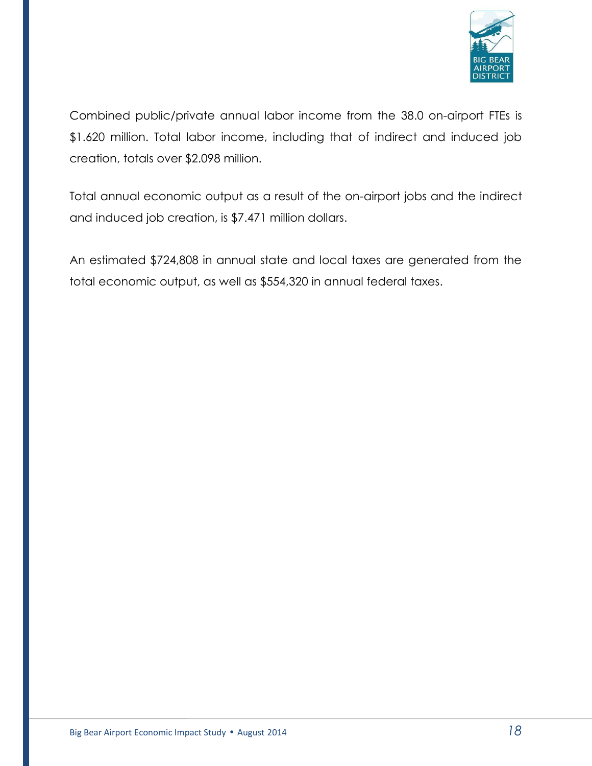Combined public/private annual labor income from the 38.0 on-airport FTEs is $1.620 million. Total labor income, including that of indirect and induced job creation, totals over $2.098 million.

Total annual economic output as a result of the on-airport jobs and the indirect and induced job creation, is $7.471 million dollars.

An estimated $724,808 in annual state and local taxes are generated from the total economic output, as well as $554,320 in annual federal taxes.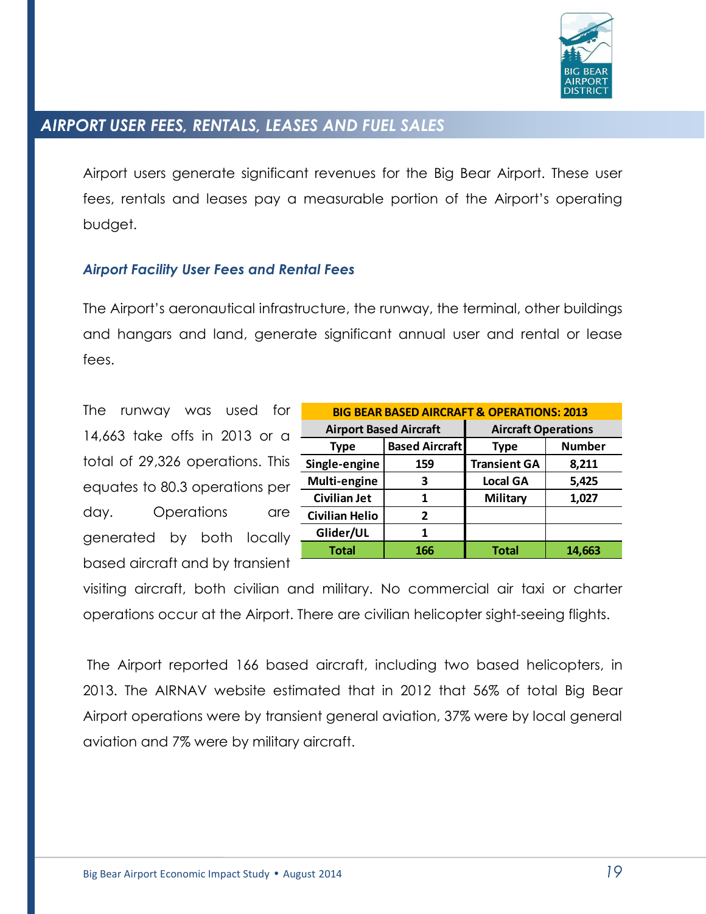## AIRPORT USER FEES, RENTALS, LEASES AND FUEL SALES

Airport users generate significant revenues for the Big Bear Airport. These user fees, rentals and leases pay a measurable portion of the Airport's operating budget.

### *Airport Facility User Fees and Rental Fees*

The Airport's aeronautical infrastructure, the runway, the terminal, other buildings and hangars and land, generate significant annual user and rental or lease fees.

The runway was used for 14,663 take offs in 2013 or a total of 29,326 operations. This equates to 80.3 operations per day. Operations are generated by both locally based aircraft and by transient visiting aircraft, both civilian and military. No commercial air taxi or charter operations occur at the Airport. There are civilian helicopter sight-seeing flights.

| BIG BEAR BASED AIRCRAFT & OPERATIONS: 2013 | | | |
|---|---|---|---|
| **Airport Based Aircraft** | | **Aircraft Operations** | |
| **Type** | **Based Aircraft** | **Type** | **Number** |
| **Single-engine** | **159** | **Transient GA** | **8,211** |
| **Multi-engine** | **3** | **Local GA** | **5,425** |
| **Civilian Jet** | **1** | **Military** | **1,027** |
| **Civilian Helio** | **2** | | |
| **Glider/UL** | **1** | | |
| **Total** | **166** | **Total** | **14,663** |

The Airport reported 166 based aircraft, including two based helicopters, in 2013. The AIRNAV website estimated that in 2012 that 56% of total Big Bear Airport operations were by transient general aviation, 37% were by local general aviation and 7% were by military aircraft.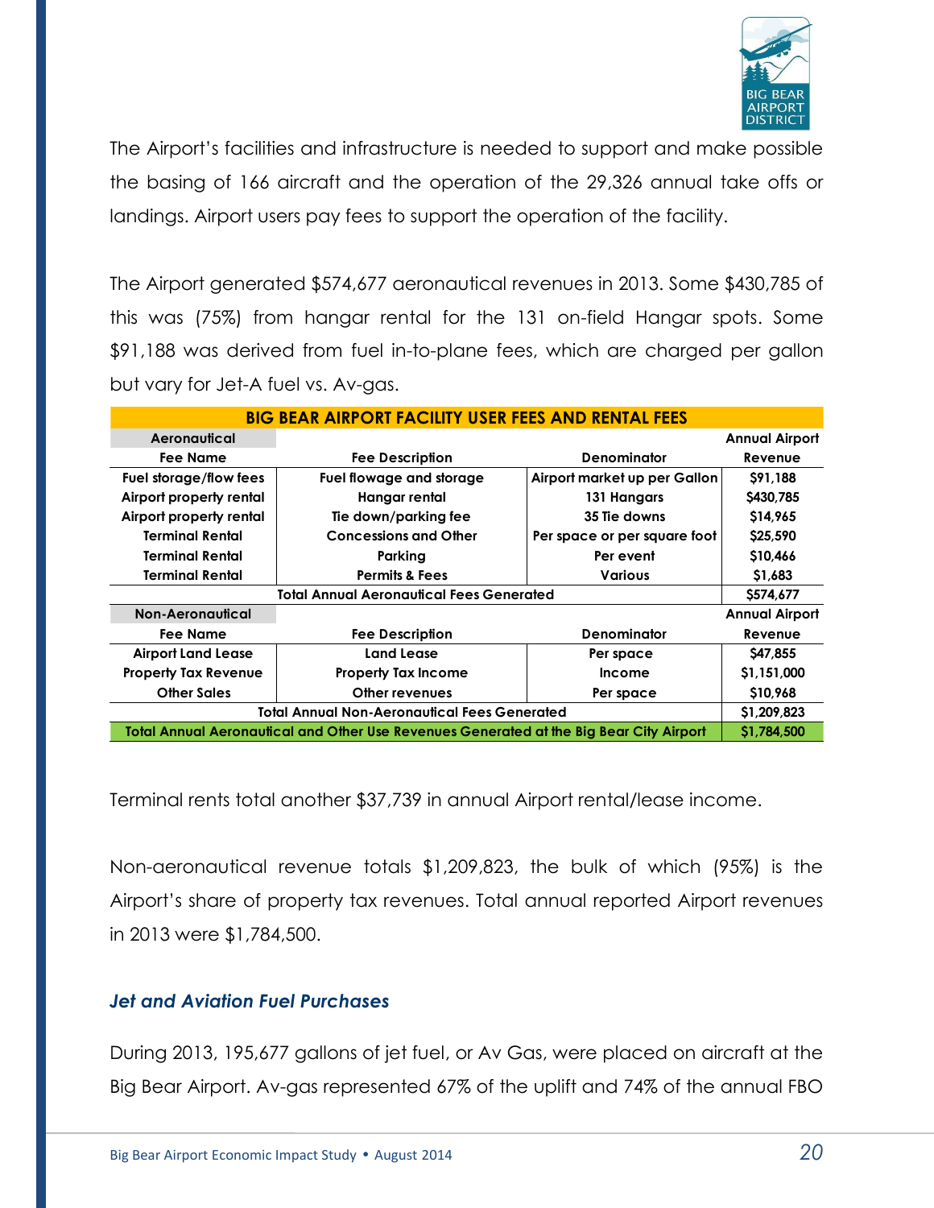The Airport's facilities and infrastructure is needed to support and make possible the basing of 166 aircraft and the operation of the 29,326 annual take offs or landings. Airport users pay fees to support the operation of the facility.

The Airport generated $574,677 aeronautical revenues in 2013. Some $430,785 of this was (75%) from hangar rental for the 131 on-field Hangar spots. Some $91,188 was derived from fuel in-to-plane fees, which are charged per gallon but vary for Jet-A fuel vs. Av-gas.

| BIG BEAR AIRPORT FACILITY USER FEES AND RENTAL FEES | | | |
|---|---|---|---|
| **Aeronautical** | | | **Annual Airport** |
| **Fee Name** | **Fee Description** | **Denominator** | **Revenue** |
| Fuel storage/flow fees | Fuel flowage and storage | Airport market up per Gallon | $91,188 |
| Airport property rental | Hangar rental | 131 Hangars | $430,785 |
| Airport property rental | Tie down/parking fee | 35 Tie downs | $14,965 |
| Terminal Rental | Concessions and Other | Per space or per square foot | $25,590 |
| Terminal Rental | Parking | Per event | $10,466 |
| Terminal Rental | Permits & Fees | Various | $1,683 |
| **Total Annual Aeronautical Fees Generated** | | | **$574,677** |
| **Non-Aeronautical** | | | **Annual Airport** |
| **Fee Name** | **Fee Description** | **Denominator** | **Revenue** |
| Airport Land Lease | Land Lease | Per space | $47,855 |
| Property Tax Revenue | Property Tax Income | Income | $1,151,000 |
| Other Sales | Other revenues | Per space | $10,968 |
| **Total Annual Non-Aeronautical Fees Generated** | | | **$1,209,823** |
| **Total Annual Aeronautical and Other Use Revenues Generated at the Big Bear City Airport** | | | **$1,784,500** |

Terminal rents total another $37,739 in annual Airport rental/lease income.

Non-aeronautical revenue totals $1,209,823, the bulk of which (95%) is the Airport's share of property tax revenues. Total annual reported Airport revenues in 2013 were $1,784,500.

### *Jet and Aviation Fuel Purchases*

During 2013, 195,677 gallons of jet fuel, or Av Gas, were placed on aircraft at the Big Bear Airport. Av-gas represented 67% of the uplift and 74% of the annual FBO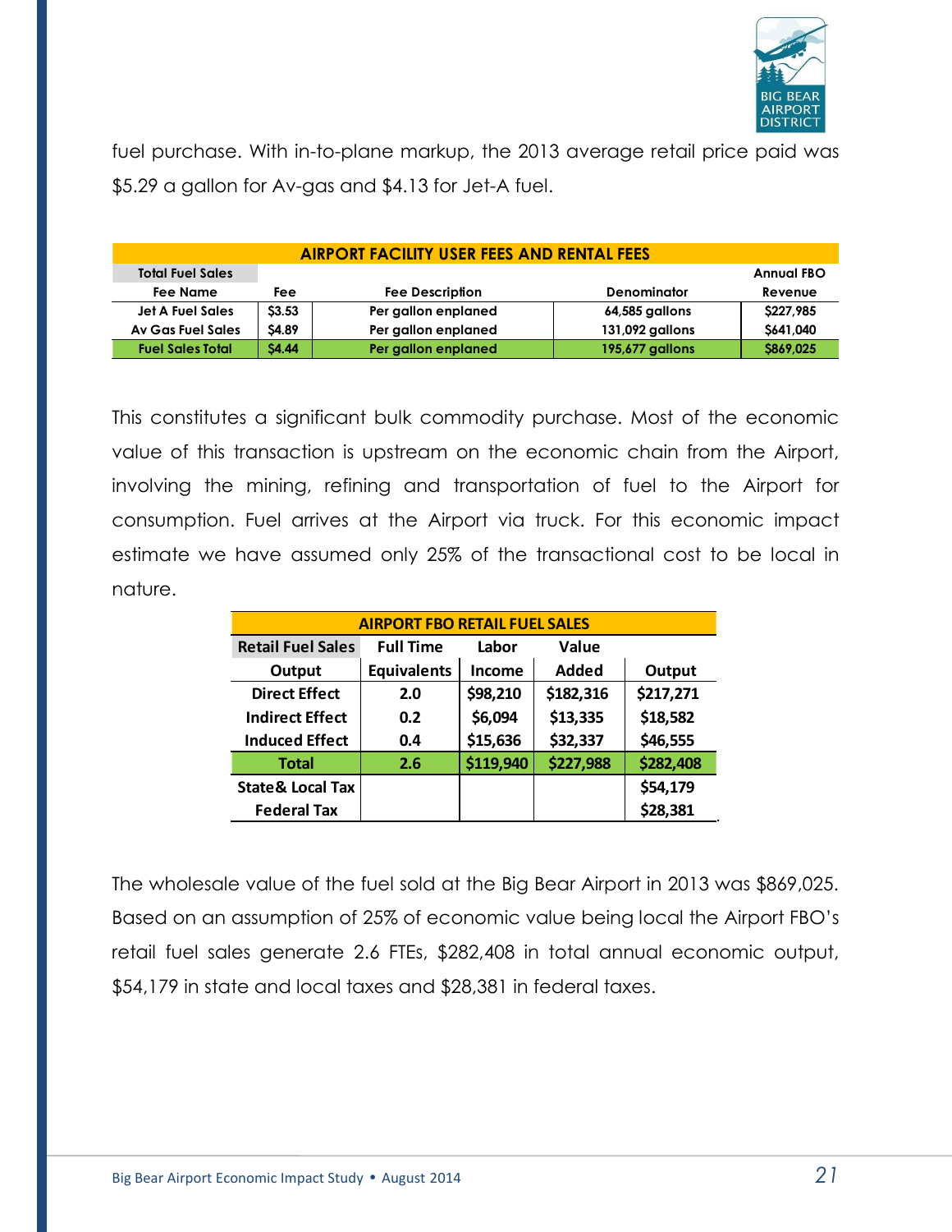fuel purchase. With in-to-plane markup, the 2013 average retail price paid was $5.29 a gallon for Av-gas and $4.13 for Jet-A fuel.

| AIRPORT FACILITY USER FEES AND RENTAL FEES | | | | |
|---|---|---|---|---|
| Total Fuel Sales | | | | Annual FBO |
| Fee Name | Fee | Fee Description | Denominator | Revenue |
| Jet A Fuel Sales | $3.53 | Per gallon enplaned | 64,585 gallons | $227,985 |
| Av Gas Fuel Sales | $4.89 | Per gallon enplaned | 131,092 gallons | $641,040 |
| **Fuel Sales Total** | **$4.44** | **Per gallon enplaned** | **195,677 gallons** | **$869,025** |

This constitutes a significant bulk commodity purchase. Most of the economic value of this transaction is upstream on the economic chain from the Airport, involving the mining, refining and transportation of fuel to the Airport for consumption. Fuel arrives at the Airport via truck. For this economic impact estimate we have assumed only 25% of the transactional cost to be local in nature.

| AIRPORT FBO RETAIL FUEL SALES | | | | |
|---|---|---|---|---|
| Retail Fuel Sales Output | Full Time Equivalents | Labor Income | Value Added | Output |
| Direct Effect | 2.0 | $98,210 | $182,316 | $217,271 |
| Indirect Effect | 0.2 | $6,094 | $13,335 | $18,582 |
| Induced Effect | 0.4 | $15,636 | $32,337 | $46,555 |
| **Total** | **2.6** | **$119,940** | **$227,988** | **$282,408** |
| State& Local Tax | | | | $54,179 |
| Federal Tax | | | | $28,381 |

The wholesale value of the fuel sold at the Big Bear Airport in 2013 was $869,025. Based on an assumption of 25% of economic value being local the Airport FBO's retail fuel sales generate 2.6 FTEs, $282,408 in total annual economic output, $54,179 in state and local taxes and $28,381 in federal taxes.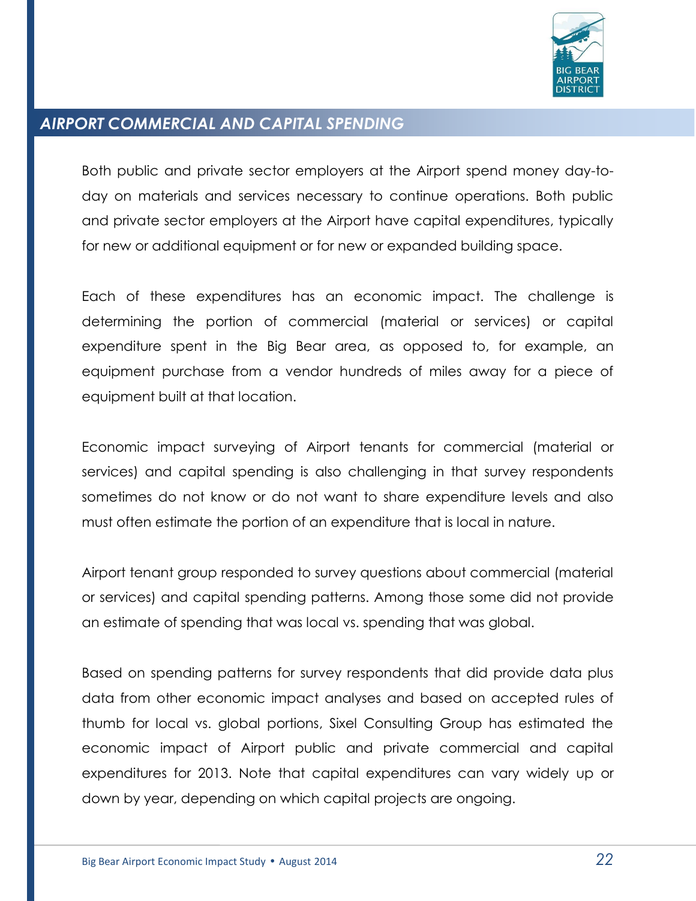## *AIRPORT COMMERCIAL AND CAPITAL SPENDING*

Both public and private sector employers at the Airport spend money day-to-day on materials and services necessary to continue operations. Both public and private sector employers at the Airport have capital expenditures, typically for new or additional equipment or for new or expanded building space.

Each of these expenditures has an economic impact. The challenge is determining the portion of commercial (material or services) or capital expenditure spent in the Big Bear area, as opposed to, for example, an equipment purchase from a vendor hundreds of miles away for a piece of equipment built at that location.

Economic impact surveying of Airport tenants for commercial (material or services) and capital spending is also challenging in that survey respondents sometimes do not know or do not want to share expenditure levels and also must often estimate the portion of an expenditure that is local in nature.

Airport tenant group responded to survey questions about commercial (material or services) and capital spending patterns. Among those some did not provide an estimate of spending that was local vs. spending that was global.

Based on spending patterns for survey respondents that did provide data plus data from other economic impact analyses and based on accepted rules of thumb for local vs. global portions, Sixel Consulting Group has estimated the economic impact of Airport public and private commercial and capital expenditures for 2013. Note that capital expenditures can vary widely up or down by year, depending on which capital projects are ongoing.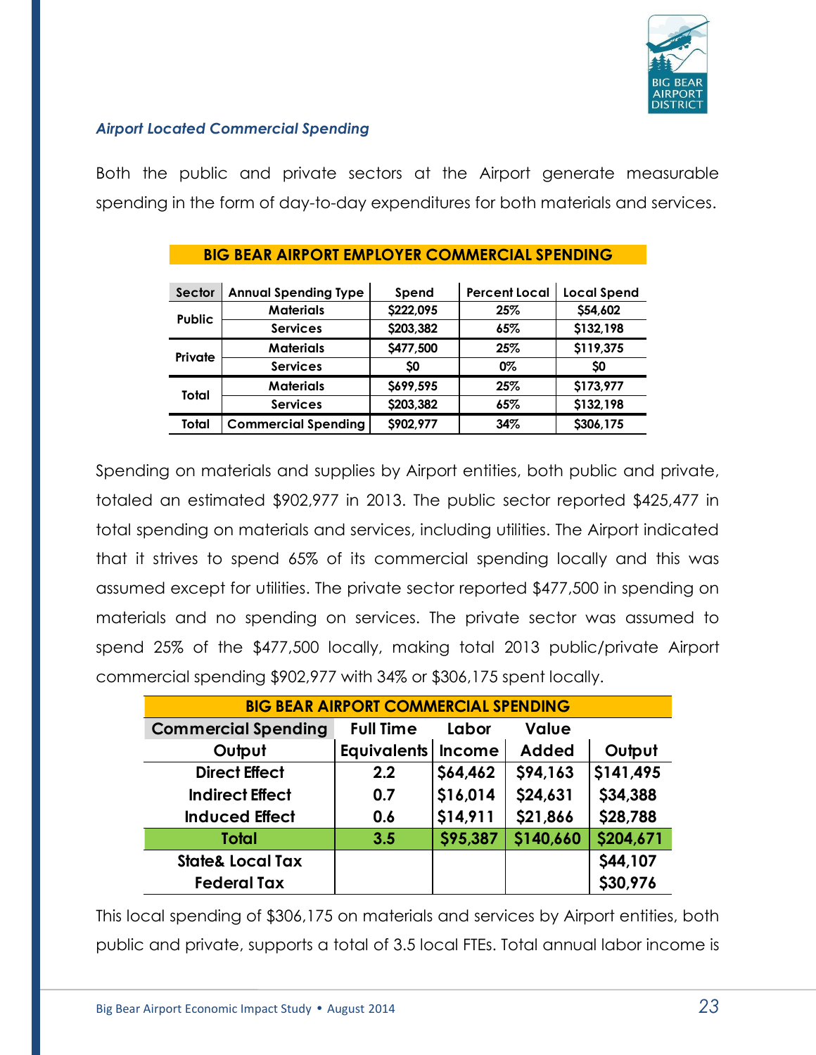### *Airport Located Commercial Spending*

Both the public and private sectors at the Airport generate measurable spending in the form of day-to-day expenditures for both materials and services.

**BIG BEAR AIRPORT EMPLOYER COMMERCIAL SPENDING**

| Sector | Annual Spending Type | Spend | Percent Local | Local Spend |
|---|---|---|---|---|
| Public | Materials | $222,095 | 25% | $54,602 |
| | Services | $203,382 | 65% | $132,198 |
| Private | Materials | $477,500 | 25% | $119,375 |
| | Services | $0 | 0% | $0 |
| Total | Materials | $699,595 | 25% | $173,977 |
| | Services | $203,382 | 65% | $132,198 |
| Total | Commercial Spending | $902,977 | 34% | $306,175 |

Spending on materials and supplies by Airport entities, both public and private, totaled an estimated $902,977 in 2013. The public sector reported $425,477 in total spending on materials and services, including utilities. The Airport indicated that it strives to spend 65% of its commercial spending locally and this was assumed except for utilities. The private sector reported $477,500 in spending on materials and no spending on services. The private sector was assumed to spend 25% of the $477,500 locally, making total 2013 public/private Airport commercial spending $902,977 with 34% or $306,175 spent locally.

**BIG BEAR AIRPORT COMMERCIAL SPENDING**

| Commercial Spending Output | Full Time Equivalents | Labor Income | Value Added | Output |
|---|---|---|---|---|
| Direct Effect | 2.2 | $64,462 | $94,163 | $141,495 |
| Indirect Effect | 0.7 | $16,014 | $24,631 | $34,388 |
| Induced Effect | 0.6 | $14,911 | $21,866 | $28,788 |
| **Total** | **3.5** | **$95,387** | **$140,660** | **$204,671** |
| State& Local Tax | | | | $44,107 |
| Federal Tax | | | | $30,976 |

This local spending of $306,175 on materials and services by Airport entities, both public and private, supports a total of 3.5 local FTEs. Total annual labor income is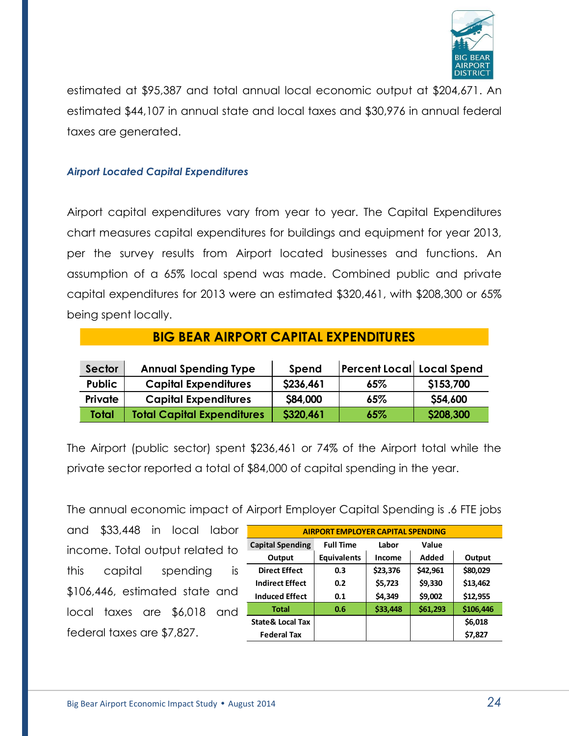estimated at $95,387 and total annual local economic output at $204,671. An estimated $44,107 in annual state and local taxes and $30,976 in annual federal taxes are generated.

### *Airport Located Capital Expenditures*

Airport capital expenditures vary from year to year. The Capital Expenditures chart measures capital expenditures for buildings and equipment for year 2013, per the survey results from Airport located businesses and functions. An assumption of a 65% local spend was made. Combined public and private capital expenditures for 2013 were an estimated $320,461, with $208,300 or 65% being spent locally.

**BIG BEAR AIRPORT CAPITAL EXPENDITURES**

| Sector | Annual Spending Type | Spend | Percent Local | Local Spend |
|---|---|---|---|---|
| Public | Capital Expenditures | $236,461 | 65% | $153,700 |
| Private | Capital Expenditures | $84,000 | 65% | $54,600 |
| **Total** | **Total Capital Expenditures** | **$320,461** | **65%** | **$208,300** |

The Airport (public sector) spent $236,461 or 74% of the Airport total while the private sector reported a total of $84,000 of capital spending in the year.

The annual economic impact of Airport Employer Capital Spending is .6 FTE jobs and $33,448 in local labor income. Total output related to this capital spending is $106,446, estimated state and local taxes are $6,018 and federal taxes are $7,827.

**AIRPORT EMPLOYER CAPITAL SPENDING**

| Capital Spending Output | Full Time Equivalents | Labor Income | Value Added | Output |
|---|---|---|---|---|
| Direct Effect | 0.3 | $23,376 | $42,961 | $80,029 |
| Indirect Effect | 0.2 | $5,723 | $9,330 | $13,462 |
| Induced Effect | 0.1 | $4,349 | $9,002 | $12,955 |
| **Total** | **0.6** | **$33,448** | **$61,293** | **$106,446** |
| State& Local Tax | | | | $6,018 |
| Federal Tax | | | | $7,827 |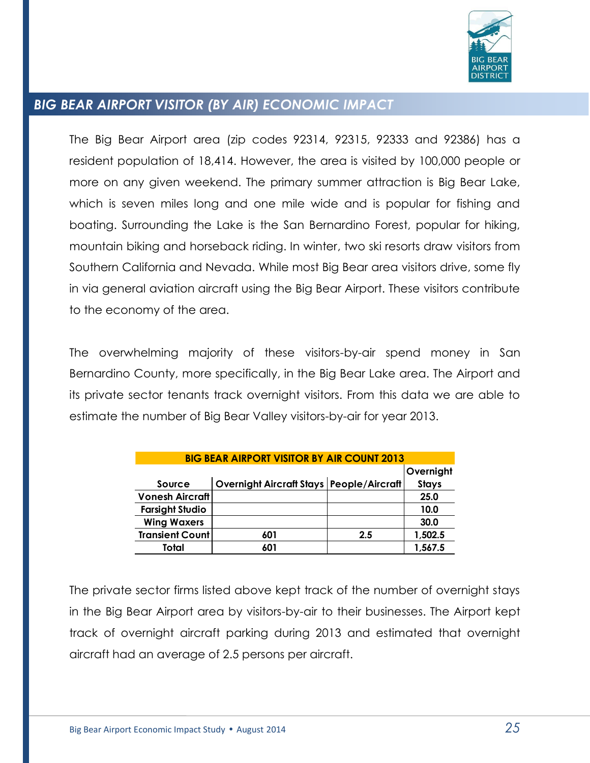## BIG BEAR AIRPORT VISITOR (BY AIR) ECONOMIC IMPACT

The Big Bear Airport area (zip codes 92314, 92315, 92333 and 92386) has a resident population of 18,414. However, the area is visited by 100,000 people or more on any given weekend. The primary summer attraction is Big Bear Lake, which is seven miles long and one mile wide and is popular for fishing and boating. Surrounding the Lake is the San Bernardino Forest, popular for hiking, mountain biking and horseback riding. In winter, two ski resorts draw visitors from Southern California and Nevada. While most Big Bear area visitors drive, some fly in via general aviation aircraft using the Big Bear Airport. These visitors contribute to the economy of the area.

The overwhelming majority of these visitors-by-air spend money in San Bernardino County, more specifically, in the Big Bear Lake area. The Airport and its private sector tenants track overnight visitors. From this data we are able to estimate the number of Big Bear Valley visitors-by-air for year 2013.

**BIG BEAR AIRPORT VISITOR BY AIR COUNT 2013**

| Source | Overnight Aircraft Stays | People/Aircraft | Overnight Stays |
|---|---|---|---|
| Vonesh Aircraft | | | 25.0 |
| Farsight Studio | | | 10.0 |
| Wing Waxers | | | 30.0 |
| Transient Count | 601 | 2.5 | 1,502.5 |
| Total | 601 | | 1,567.5 |

The private sector firms listed above kept track of the number of overnight stays in the Big Bear Airport area by visitors-by-air to their businesses. The Airport kept track of overnight aircraft parking during 2013 and estimated that overnight aircraft had an average of 2.5 persons per aircraft.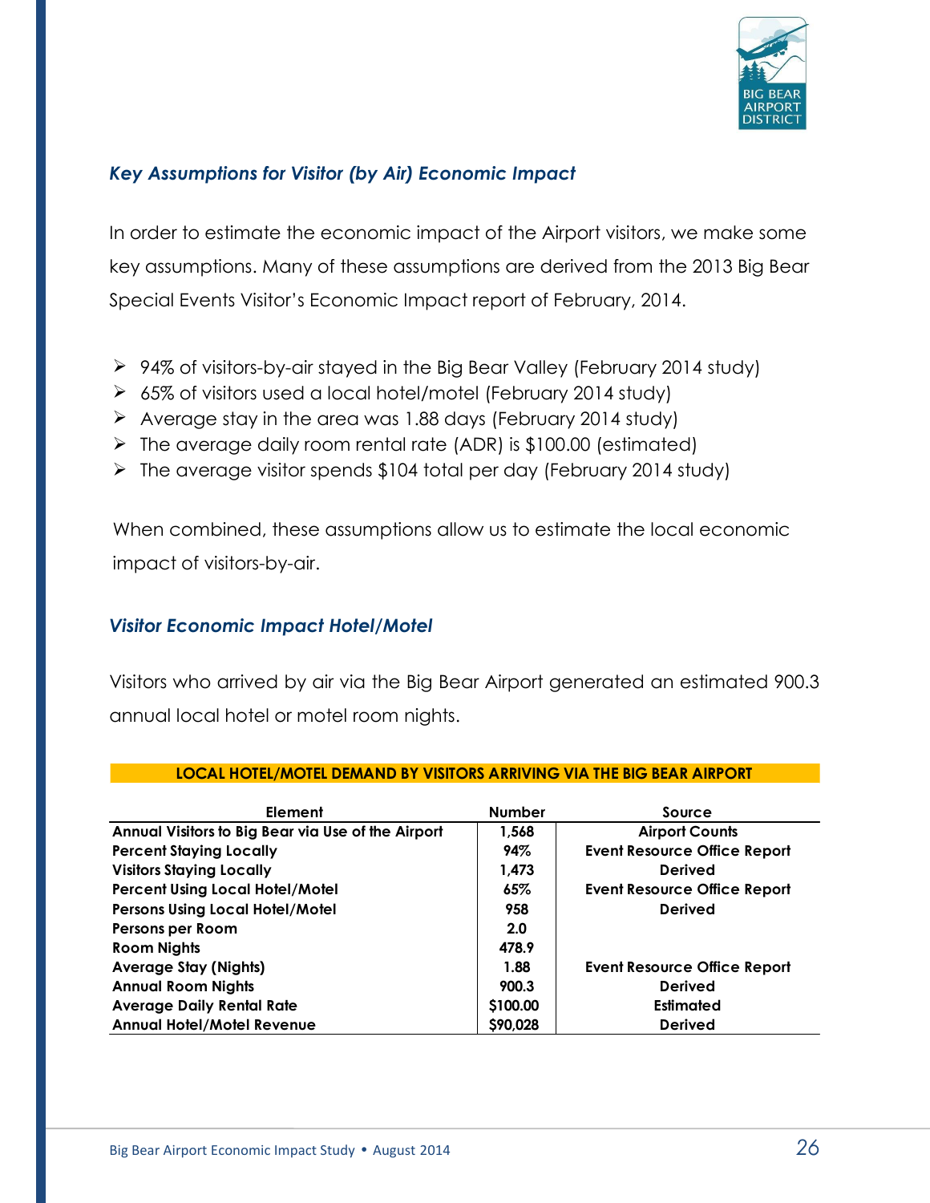### *Key Assumptions for Visitor (by Air) Economic Impact*

In order to estimate the economic impact of the Airport visitors, we make some key assumptions. Many of these assumptions are derived from the 2013 Big Bear Special Events Visitor's Economic Impact report of February, 2014.

- 94% of visitors-by-air stayed in the Big Bear Valley (February 2014 study)
- 65% of visitors used a local hotel/motel (February 2014 study)
- Average stay in the area was 1.88 days (February 2014 study)
- The average daily room rental rate (ADR) is $100.00 (estimated)
- The average visitor spends $104 total per day (February 2014 study)

When combined, these assumptions allow us to estimate the local economic impact of visitors-by-air.

### *Visitor Economic Impact Hotel/Motel*

Visitors who arrived by air via the Big Bear Airport generated an estimated 900.3 annual local hotel or motel room nights.

**LOCAL HOTEL/MOTEL DEMAND BY VISITORS ARRIVING VIA THE BIG BEAR AIRPORT**

| Element | Number | Source |
|---|---|---|
| Annual Visitors to Big Bear via Use of the Airport | 1,568 | Airport Counts |
| Percent Staying Locally | 94% | Event Resource Office Report |
| Visitors Staying Locally | 1,473 | Derived |
| Percent Using Local Hotel/Motel | 65% | Event Resource Office Report |
| Persons Using Local Hotel/Motel | 958 | Derived |
| Persons per Room | 2.0 | |
| Room Nights | 478.9 | |
| Average Stay (Nights) | 1.88 | Event Resource Office Report |
| Annual Room Nights | 900.3 | Derived |
| Average Daily Rental Rate | $100.00 | Estimated |
| Annual Hotel/Motel Revenue | $90,028 | Derived |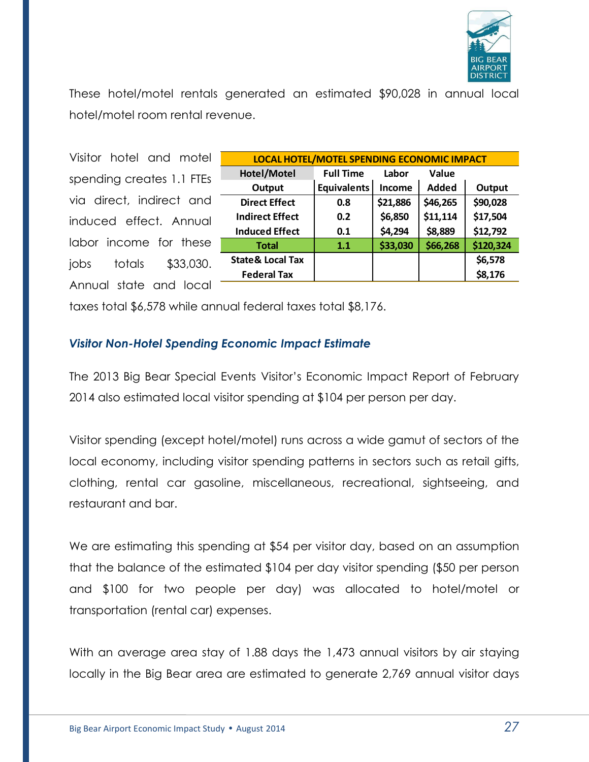These hotel/motel rentals generated an estimated $90,028 in annual local hotel/motel room rental revenue.

Visitor hotel and motel spending creates 1.1 FTEs via direct, indirect and induced effect. Annual labor income for these jobs totals $33,030. Annual state and local taxes total $6,578 while annual federal taxes total $8,176.

| LOCAL HOTEL/MOTEL SPENDING ECONOMIC IMPACT | | | | |
|---|---|---|---|---|
| **Hotel/Motel Output** | **Full Time Equivalents** | **Labor Income** | **Value Added** | **Output** |
| **Direct Effect** | **0.8** | **$21,886** | **$46,265** | **$90,028** |
| **Indirect Effect** | **0.2** | **$6,850** | **$11,114** | **$17,504** |
| **Induced Effect** | **0.1** | **$4,294** | **$8,889** | **$12,792** |
| **Total** | **1.1** | **$33,030** | **$66,268** | **$120,324** |
| **State& Local Tax** | | | | **$6,578** |
| **Federal Tax** | | | | **$8,176** |

### *Visitor Non-Hotel Spending Economic Impact Estimate*

The 2013 Big Bear Special Events Visitor's Economic Impact Report of February 2014 also estimated local visitor spending at $104 per person per day.

Visitor spending (except hotel/motel) runs across a wide gamut of sectors of the local economy, including visitor spending patterns in sectors such as retail gifts, clothing, rental car gasoline, miscellaneous, recreational, sightseeing, and restaurant and bar.

We are estimating this spending at $54 per visitor day, based on an assumption that the balance of the estimated $104 per day visitor spending ($50 per person and $100 for two people per day) was allocated to hotel/motel or transportation (rental car) expenses.

With an average area stay of 1.88 days the 1,473 annual visitors by air staying locally in the Big Bear area are estimated to generate 2,769 annual visitor days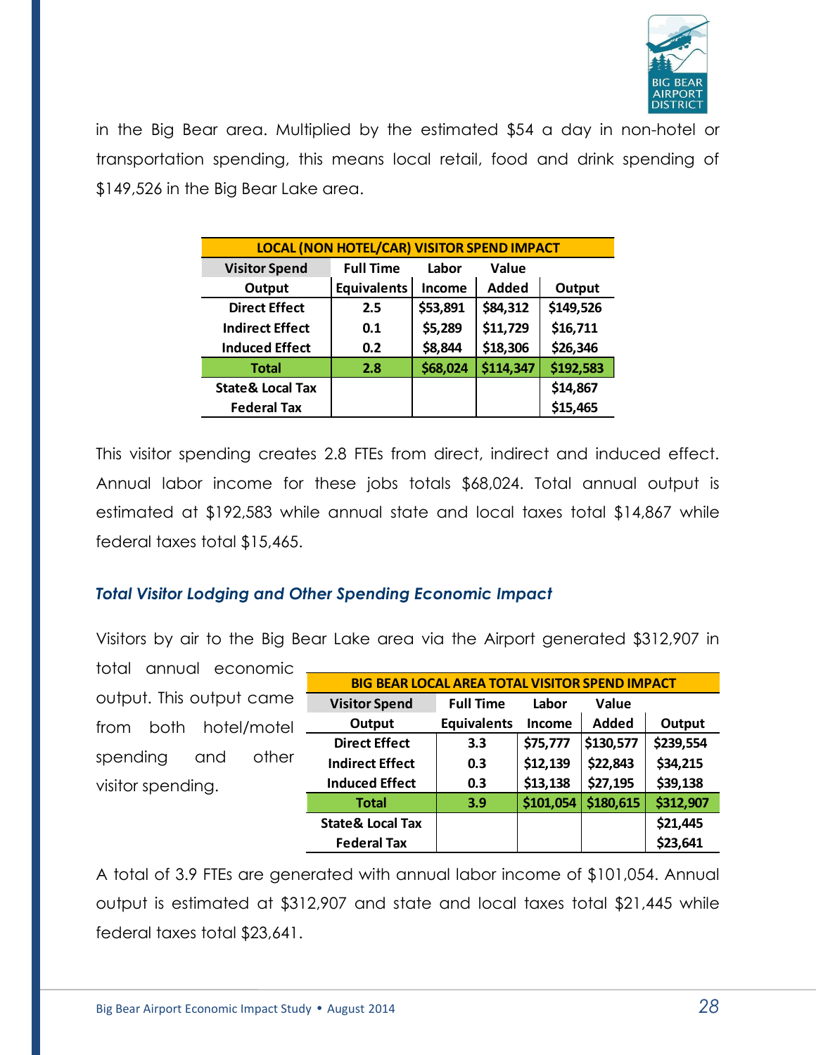in the Big Bear area. Multiplied by the estimated $54 a day in non-hotel or transportation spending, this means local retail, food and drink spending of $149,526 in the Big Bear Lake area.

| LOCAL (NON HOTEL/CAR) VISITOR SPEND IMPACT | | | | |
|---|---|---|---|---|
| Visitor Spend Output | Full Time Equivalents | Labor Income | Value Added | Output |
| Direct Effect | 2.5 | $53,891 | $84,312 | $149,526 |
| Indirect Effect | 0.1 | $5,289 | $11,729 | $16,711 |
| Induced Effect | 0.2 | $8,844 | $18,306 | $26,346 |
| Total | 2.8 | $68,024 | $114,347 | $192,583 |
| State& Local Tax | | | | $14,867 |
| Federal Tax | | | | $15,465 |

This visitor spending creates 2.8 FTEs from direct, indirect and induced effect. Annual labor income for these jobs totals $68,024. Total annual output is estimated at $192,583 while annual state and local taxes total $14,867 while federal taxes total $15,465.

### *Total Visitor Lodging and Other Spending Economic Impact*

Visitors by air to the Big Bear Lake area via the Airport generated $312,907 in total annual economic output. This output came from both hotel/motel spending and other visitor spending.

| BIG BEAR LOCAL AREA TOTAL VISITOR SPEND IMPACT | | | | |
|---|---|---|---|---|
| Visitor Spend Output | Full Time Equivalents | Labor Income | Value Added | Output |
| Direct Effect | 3.3 | $75,777 | $130,577 | $239,554 |
| Indirect Effect | 0.3 | $12,139 | $22,843 | $34,215 |
| Induced Effect | 0.3 | $13,138 | $27,195 | $39,138 |
| Total | 3.9 | $101,054 | $180,615 | $312,907 |
| State& Local Tax | | | | $21,445 |
| Federal Tax | | | | $23,641 |

A total of 3.9 FTEs are generated with annual labor income of $101,054. Annual output is estimated at $312,907 and state and local taxes total $21,445 while federal taxes total $23,641.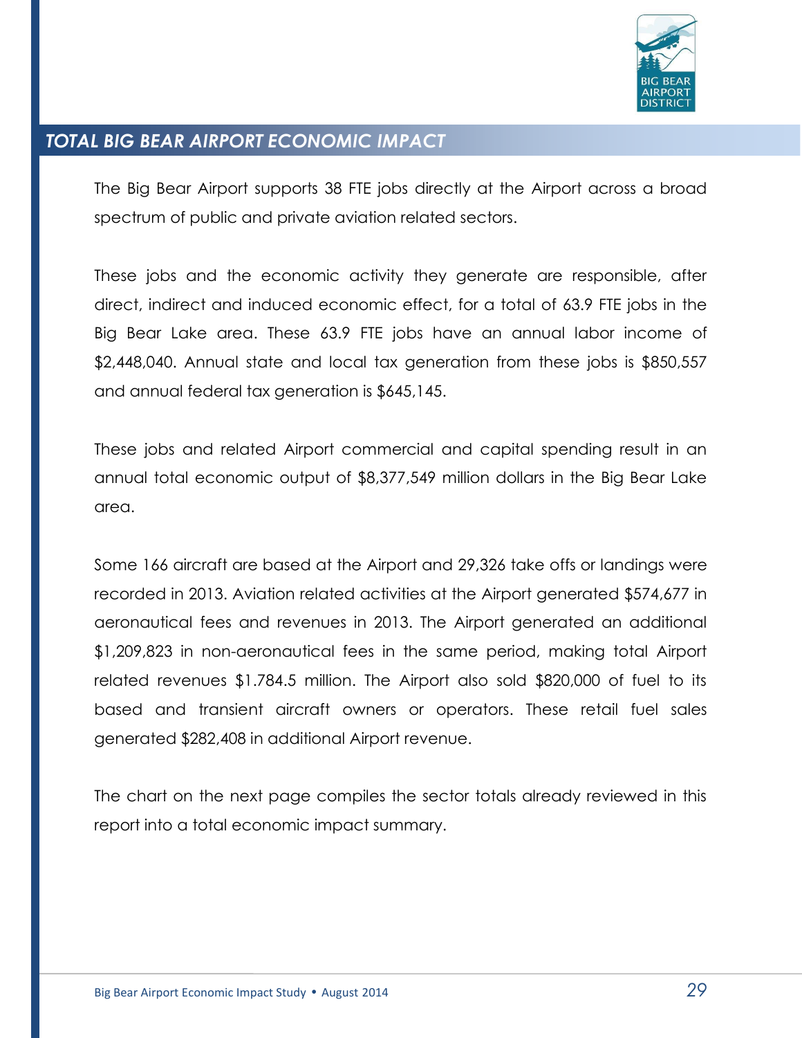## TOTAL BIG BEAR AIRPORT ECONOMIC IMPACT

The Big Bear Airport supports 38 FTE jobs directly at the Airport across a broad spectrum of public and private aviation related sectors.

These jobs and the economic activity they generate are responsible, after direct, indirect and induced economic effect, for a total of 63.9 FTE jobs in the Big Bear Lake area. These 63.9 FTE jobs have an annual labor income of $2,448,040. Annual state and local tax generation from these jobs is $850,557 and annual federal tax generation is $645,145.

These jobs and related Airport commercial and capital spending result in an annual total economic output of $8,377,549 million dollars in the Big Bear Lake area.

Some 166 aircraft are based at the Airport and 29,326 take offs or landings were recorded in 2013. Aviation related activities at the Airport generated $574,677 in aeronautical fees and revenues in 2013. The Airport generated an additional $1,209,823 in non-aeronautical fees in the same period, making total Airport related revenues $1.784.5 million. The Airport also sold $820,000 of fuel to its based and transient aircraft owners or operators. These retail fuel sales generated $282,408 in additional Airport revenue.

The chart on the next page compiles the sector totals already reviewed in this report into a total economic impact summary.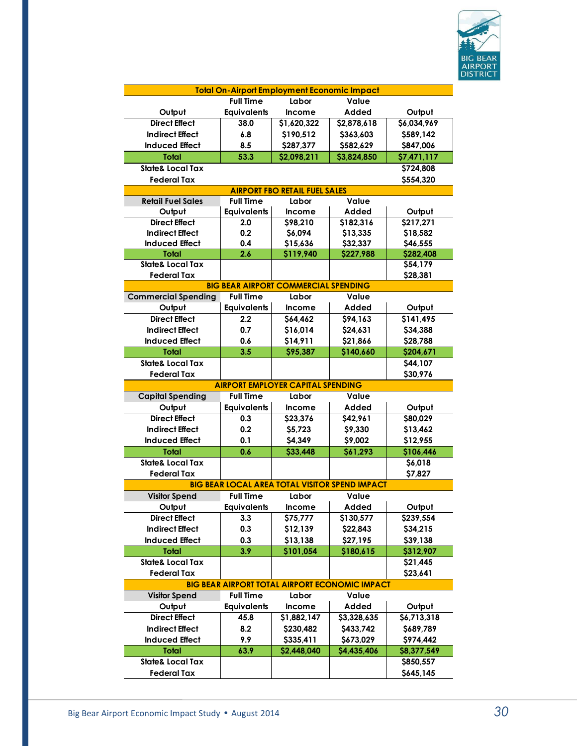| Total On-Airport Employment Economic Impact | | | | |
|---|---|---|---|---|
| Output | Full Time Equivalents | Labor Income | Value Added | Output |
| Direct Effect | 38.0 | $1,620,322 | $2,878,618 | $6,034,969 |
| Indirect Effect | 6.8 | $190,512 | $363,603 | $589,142 |
| Induced Effect | 8.5 | $287,377 | $582,629 | $847,006 |
| **Total** | **53.3** | **$2,098,211** | **$3,824,850** | **$7,471,117** |
| State& Local Tax | | | | $724,808 |
| Federal Tax | | | | $554,320 |

| AIRPORT FBO RETAIL FUEL SALES | | | | |
|---|---|---|---|---|
| Retail Fuel Sales Output | Full Time Equivalents | Labor Income | Value Added | Output |
| Direct Effect | 2.0 | $98,210 | $182,316 | $217,271 |
| Indirect Effect | 0.2 | $6,094 | $13,335 | $18,582 |
| Induced Effect | 0.4 | $15,636 | $32,337 | $46,555 |
| **Total** | **2.6** | **$119,940** | **$227,988** | **$282,408** |
| State& Local Tax | | | | $54,179 |
| Federal Tax | | | | $28,381 |

| BIG BEAR AIRPORT COMMERCIAL SPENDING | | | | |
|---|---|---|---|---|
| Commercial Spending Output | Full Time Equivalents | Labor Income | Value Added | Output |
| Direct Effect | 2.2 | $64,462 | $94,163 | $141,495 |
| Indirect Effect | 0.7 | $16,014 | $24,631 | $34,388 |
| Induced Effect | 0.6 | $14,911 | $21,866 | $28,788 |
| **Total** | **3.5** | **$95,387** | **$140,660** | **$204,671** |
| State& Local Tax | | | | $44,107 |
| Federal Tax | | | | $30,976 |

| AIRPORT EMPLOYER CAPITAL SPENDING | | | | |
|---|---|---|---|---|
| Capital Spending Output | Full Time Equivalents | Labor Income | Value Added | Output |
| Direct Effect | 0.3 | $23,376 | $42,961 | $80,029 |
| Indirect Effect | 0.2 | $5,723 | $9,330 | $13,462 |
| Induced Effect | 0.1 | $4,349 | $9,002 | $12,955 |
| **Total** | **0.6** | **$33,448** | **$61,293** | **$106,446** |
| State& Local Tax | | | | $6,018 |
| Federal Tax | | | | $7,827 |

| BIG BEAR LOCAL AREA TOTAL VISITOR SPEND IMPACT | | | | |
|---|---|---|---|---|
| Visitor Spend Output | Full Time Equivalents | Labor Income | Value Added | Output |
| Direct Effect | 3.3 | $75,777 | $130,577 | $239,554 |
| Indirect Effect | 0.3 | $12,139 | $22,843 | $34,215 |
| Induced Effect | 0.3 | $13,138 | $27,195 | $39,138 |
| **Total** | **3.9** | **$101,054** | **$180,615** | **$312,907** |
| State& Local Tax | | | | $21,445 |
| Federal Tax | | | | $23,641 |

| BIG BEAR AIRPORT TOTAL AIRPORT ECONOMIC IMPACT | | | | |
|---|---|---|---|---|
| Visitor Spend Output | Full Time Equivalents | Labor Income | Value Added | Output |
| Direct Effect | 45.8 | $1,882,147 | $3,328,635 | $6,713,318 |
| Indirect Effect | 8.2 | $230,482 | $433,742 | $689,789 |
| Induced Effect | 9.9 | $335,411 | $673,029 | $974,442 |
| **Total** | **63.9** | **$2,448,040** | **$4,435,406** | **$8,377,549** |
| State& Local Tax | | | | $850,557 |
| Federal Tax | | | | $645,145 |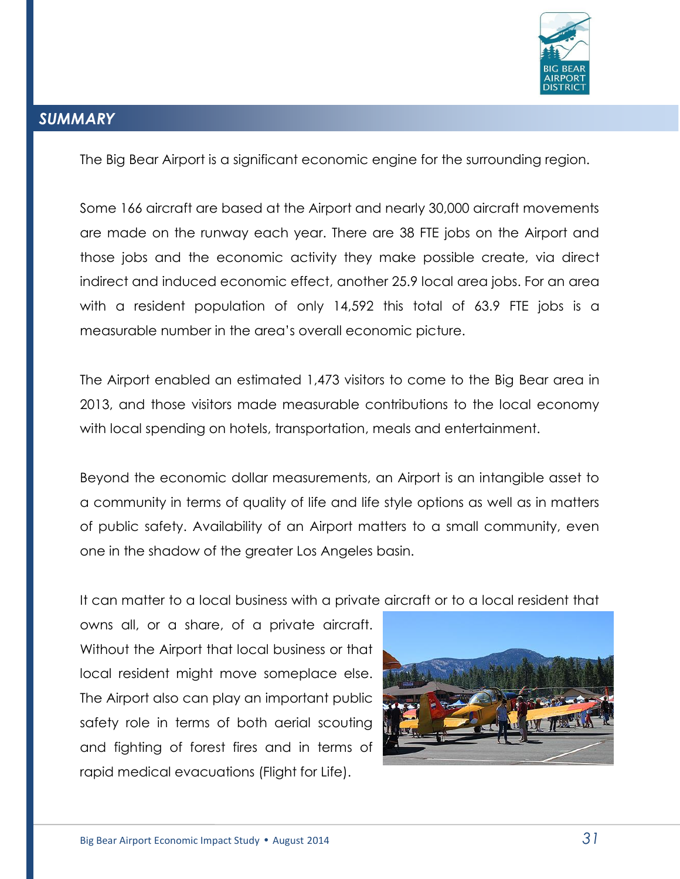## *SUMMARY*

The Big Bear Airport is a significant economic engine for the surrounding region.

Some 166 aircraft are based at the Airport and nearly 30,000 aircraft movements are made on the runway each year. There are 38 FTE jobs on the Airport and those jobs and the economic activity they make possible create, via direct indirect and induced economic effect, another 25.9 local area jobs. For an area with a resident population of only 14,592 this total of 63.9 FTE jobs is a measurable number in the area's overall economic picture.

The Airport enabled an estimated 1,473 visitors to come to the Big Bear area in 2013, and those visitors made measurable contributions to the local economy with local spending on hotels, transportation, meals and entertainment.

Beyond the economic dollar measurements, an Airport is an intangible asset to a community in terms of quality of life and life style options as well as in matters of public safety. Availability of an Airport matters to a small community, even one in the shadow of the greater Los Angeles basin.

It can matter to a local business with a private aircraft or to a local resident that owns all, or a share, of a private aircraft. Without the Airport that local business or that local resident might move someplace else. The Airport also can play an important public safety role in terms of both aerial scouting and fighting of forest fires and in terms of rapid medical evacuations (Flight for Life).